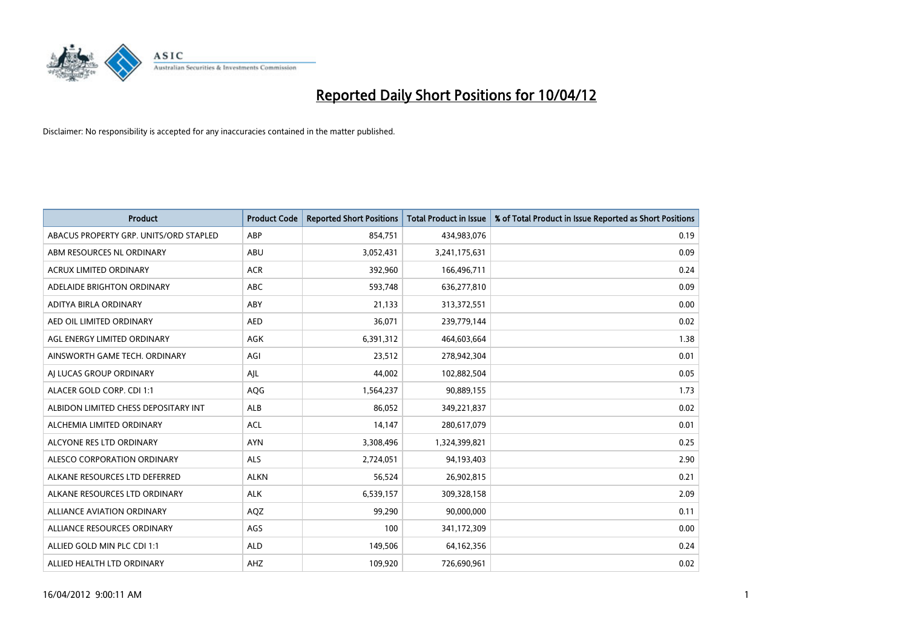# Reported Daily Short Positions for 10/04/12

Disclaimer: No responsibility is accepted for any inaccuracies contained in the matter published.

| Product | Product Code | Reported Short Positions | Total Product in Issue | % of Total Product in Issue Reported as Short Positions |
|---|---|---|---|---|
| ABACUS PROPERTY GRP. UNITS/ORD STAPLED | ABP | 854,751 | 434,983,076 | 0.19 |
| ABM RESOURCES NL ORDINARY | ABU | 3,052,431 | 3,241,175,631 | 0.09 |
| ACRUX LIMITED ORDINARY | ACR | 392,960 | 166,496,711 | 0.24 |
| ADELAIDE BRIGHTON ORDINARY | ABC | 593,748 | 636,277,810 | 0.09 |
| ADITYA BIRLA ORDINARY | ABY | 21,133 | 313,372,551 | 0.00 |
| AED OIL LIMITED ORDINARY | AED | 36,071 | 239,779,144 | 0.02 |
| AGL ENERGY LIMITED ORDINARY | AGK | 6,391,312 | 464,603,664 | 1.38 |
| AINSWORTH GAME TECH. ORDINARY | AGI | 23,512 | 278,942,304 | 0.01 |
| AJ LUCAS GROUP ORDINARY | AJL | 44,002 | 102,882,504 | 0.05 |
| ALACER GOLD CORP. CDI 1:1 | AQG | 1,564,237 | 90,889,155 | 1.73 |
| ALBIDON LIMITED CHESS DEPOSITARY INT | ALB | 86,052 | 349,221,837 | 0.02 |
| ALCHEMIA LIMITED ORDINARY | ACL | 14,147 | 280,617,079 | 0.01 |
| ALCYONE RES LTD ORDINARY | AYN | 3,308,496 | 1,324,399,821 | 0.25 |
| ALESCO CORPORATION ORDINARY | ALS | 2,724,051 | 94,193,403 | 2.90 |
| ALKANE RESOURCES LTD DEFERRED | ALKN | 56,524 | 26,902,815 | 0.21 |
| ALKANE RESOURCES LTD ORDINARY | ALK | 6,539,157 | 309,328,158 | 2.09 |
| ALLIANCE AVIATION ORDINARY | AQZ | 99,290 | 90,000,000 | 0.11 |
| ALLIANCE RESOURCES ORDINARY | AGS | 100 | 341,172,309 | 0.00 |
| ALLIED GOLD MIN PLC CDI 1:1 | ALD | 149,506 | 64,162,356 | 0.24 |
| ALLIED HEALTH LTD ORDINARY | AHZ | 109,920 | 726,690,961 | 0.02 |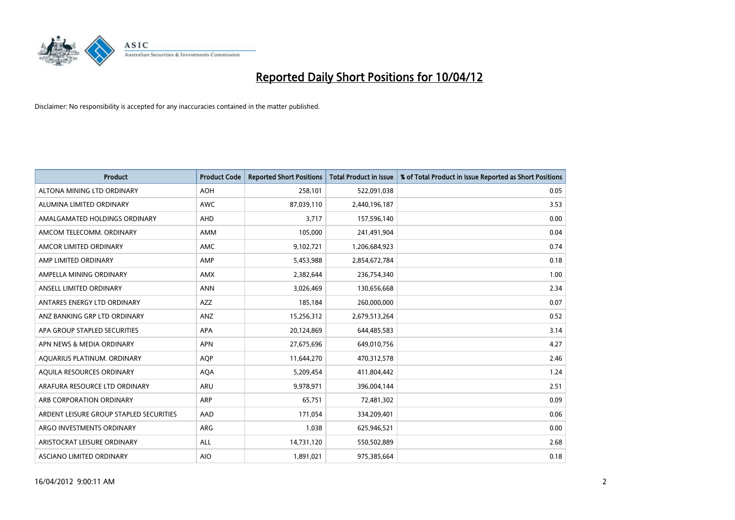# Reported Daily Short Positions for 10/04/12

Disclaimer: No responsibility is accepted for any inaccuracies contained in the matter published.

| Product | Product Code | Reported Short Positions | Total Product in Issue | % of Total Product in Issue Reported as Short Positions |
|---|---|---|---|---|
| ALTONA MINING LTD ORDINARY | AOH | 258,101 | 522,091,038 | 0.05 |
| ALUMINA LIMITED ORDINARY | AWC | 87,039,110 | 2,440,196,187 | 3.53 |
| AMALGAMATED HOLDINGS ORDINARY | AHD | 3,717 | 157,596,140 | 0.00 |
| AMCOM TELECOMM. ORDINARY | AMM | 105,000 | 241,491,904 | 0.04 |
| AMCOR LIMITED ORDINARY | AMC | 9,102,721 | 1,206,684,923 | 0.74 |
| AMP LIMITED ORDINARY | AMP | 5,453,988 | 2,854,672,784 | 0.18 |
| AMPELLA MINING ORDINARY | AMX | 2,382,644 | 236,754,340 | 1.00 |
| ANSELL LIMITED ORDINARY | ANN | 3,026,469 | 130,656,668 | 2.34 |
| ANTARES ENERGY LTD ORDINARY | AZZ | 185,184 | 260,000,000 | 0.07 |
| ANZ BANKING GRP LTD ORDINARY | ANZ | 15,256,312 | 2,679,513,264 | 0.52 |
| APA GROUP STAPLED SECURITIES | APA | 20,124,869 | 644,485,583 | 3.14 |
| APN NEWS & MEDIA ORDINARY | APN | 27,675,696 | 649,010,756 | 4.27 |
| AQUARIUS PLATINUM. ORDINARY | AQP | 11,644,270 | 470,312,578 | 2.46 |
| AQUILA RESOURCES ORDINARY | AQA | 5,209,454 | 411,804,442 | 1.24 |
| ARAFURA RESOURCE LTD ORDINARY | ARU | 9,978,971 | 396,004,144 | 2.51 |
| ARB CORPORATION ORDINARY | ARP | 65,751 | 72,481,302 | 0.09 |
| ARDENT LEISURE GROUP STAPLED SECURITIES | AAD | 171,054 | 334,209,401 | 0.06 |
| ARGO INVESTMENTS ORDINARY | ARG | 1,038 | 625,946,521 | 0.00 |
| ARISTOCRAT LEISURE ORDINARY | ALL | 14,731,120 | 550,502,889 | 2.68 |
| ASCIANO LIMITED ORDINARY | AIO | 1,891,021 | 975,385,664 | 0.18 |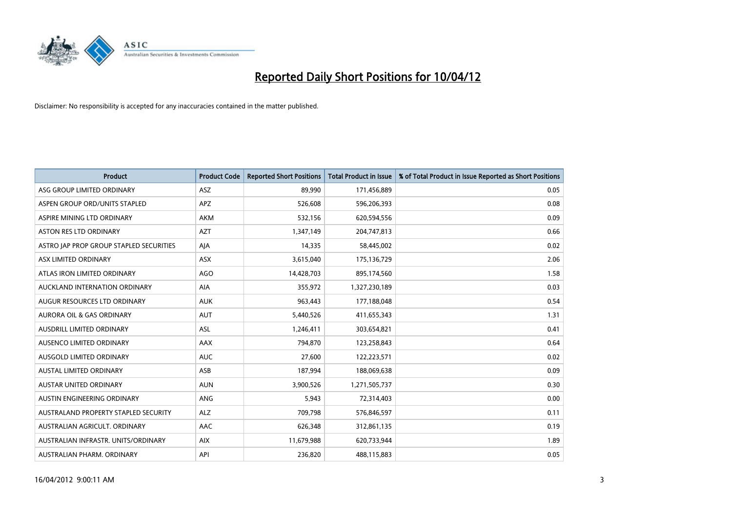# Reported Daily Short Positions for 10/04/12

Disclaimer: No responsibility is accepted for any inaccuracies contained in the matter published.

| Product | Product Code | Reported Short Positions | Total Product in Issue | % of Total Product in Issue Reported as Short Positions |
|---|---|---|---|---|
| ASG GROUP LIMITED ORDINARY | ASZ | 89,990 | 171,456,889 | 0.05 |
| ASPEN GROUP ORD/UNITS STAPLED | APZ | 526,608 | 596,206,393 | 0.08 |
| ASPIRE MINING LTD ORDINARY | AKM | 532,156 | 620,594,556 | 0.09 |
| ASTON RES LTD ORDINARY | AZT | 1,347,149 | 204,747,813 | 0.66 |
| ASTRO JAP PROP GROUP STAPLED SECURITIES | AJA | 14,335 | 58,445,002 | 0.02 |
| ASX LIMITED ORDINARY | ASX | 3,615,040 | 175,136,729 | 2.06 |
| ATLAS IRON LIMITED ORDINARY | AGO | 14,428,703 | 895,174,560 | 1.58 |
| AUCKLAND INTERNATION ORDINARY | AIA | 355,972 | 1,327,230,189 | 0.03 |
| AUGUR RESOURCES LTD ORDINARY | AUK | 963,443 | 177,188,048 | 0.54 |
| AURORA OIL & GAS ORDINARY | AUT | 5,440,526 | 411,655,343 | 1.31 |
| AUSDRILL LIMITED ORDINARY | ASL | 1,246,411 | 303,654,821 | 0.41 |
| AUSENCO LIMITED ORDINARY | AAX | 794,870 | 123,258,843 | 0.64 |
| AUSGOLD LIMITED ORDINARY | AUC | 27,600 | 122,223,571 | 0.02 |
| AUSTAL LIMITED ORDINARY | ASB | 187,994 | 188,069,638 | 0.09 |
| AUSTAR UNITED ORDINARY | AUN | 3,900,526 | 1,271,505,737 | 0.30 |
| AUSTIN ENGINEERING ORDINARY | ANG | 5,943 | 72,314,403 | 0.00 |
| AUSTRALAND PROPERTY STAPLED SECURITY | ALZ | 709,798 | 576,846,597 | 0.11 |
| AUSTRALIAN AGRICULT. ORDINARY | AAC | 626,348 | 312,861,135 | 0.19 |
| AUSTRALIAN INFRASTR. UNITS/ORDINARY | AIX | 11,679,988 | 620,733,944 | 1.89 |
| AUSTRALIAN PHARM. ORDINARY | API | 236,820 | 488,115,883 | 0.05 |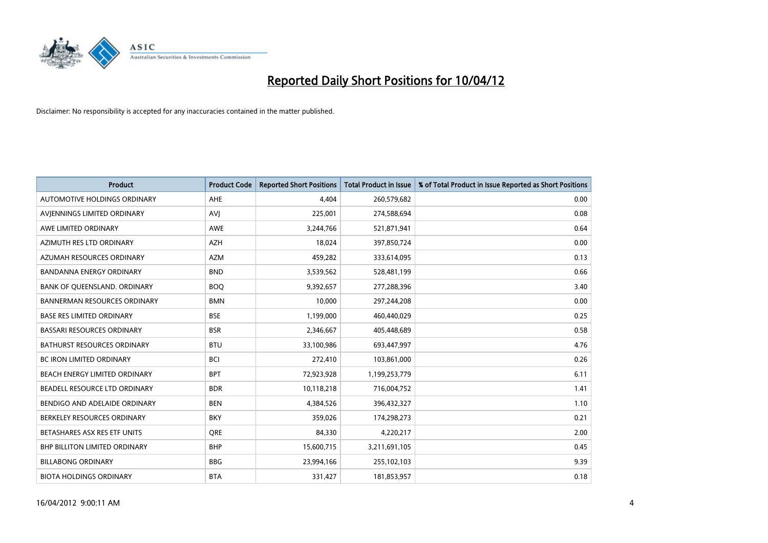# Reported Daily Short Positions for 10/04/12

Disclaimer: No responsibility is accepted for any inaccuracies contained in the matter published.

| Product | Product Code | Reported Short Positions | Total Product in Issue | % of Total Product in Issue Reported as Short Positions |
|---|---|---|---|---|
| AUTOMOTIVE HOLDINGS ORDINARY | AHE | 4,404 | 260,579,682 | 0.00 |
| AVJENNINGS LIMITED ORDINARY | AVJ | 225,001 | 274,588,694 | 0.08 |
| AWE LIMITED ORDINARY | AWE | 3,244,766 | 521,871,941 | 0.64 |
| AZIMUTH RES LTD ORDINARY | AZH | 18,024 | 397,850,724 | 0.00 |
| AZUMAH RESOURCES ORDINARY | AZM | 459,282 | 333,614,095 | 0.13 |
| BANDANNA ENERGY ORDINARY | BND | 3,539,562 | 528,481,199 | 0.66 |
| BANK OF QUEENSLAND. ORDINARY | BOQ | 9,392,657 | 277,288,396 | 3.40 |
| BANNERMAN RESOURCES ORDINARY | BMN | 10,000 | 297,244,208 | 0.00 |
| BASE RES LIMITED ORDINARY | BSE | 1,199,000 | 460,440,029 | 0.25 |
| BASSARI RESOURCES ORDINARY | BSR | 2,346,667 | 405,448,689 | 0.58 |
| BATHURST RESOURCES ORDINARY | BTU | 33,100,986 | 693,447,997 | 4.76 |
| BC IRON LIMITED ORDINARY | BCI | 272,410 | 103,861,000 | 0.26 |
| BEACH ENERGY LIMITED ORDINARY | BPT | 72,923,928 | 1,199,253,779 | 6.11 |
| BEADELL RESOURCE LTD ORDINARY | BDR | 10,118,218 | 716,004,752 | 1.41 |
| BENDIGO AND ADELAIDE ORDINARY | BEN | 4,384,526 | 396,432,327 | 1.10 |
| BERKELEY RESOURCES ORDINARY | BKY | 359,026 | 174,298,273 | 0.21 |
| BETASHARES ASX RES ETF UNITS | QRE | 84,330 | 4,220,217 | 2.00 |
| BHP BILLITON LIMITED ORDINARY | BHP | 15,600,715 | 3,211,691,105 | 0.45 |
| BILLABONG ORDINARY | BBG | 23,994,166 | 255,102,103 | 9.39 |
| BIOTA HOLDINGS ORDINARY | BTA | 331,427 | 181,853,957 | 0.18 |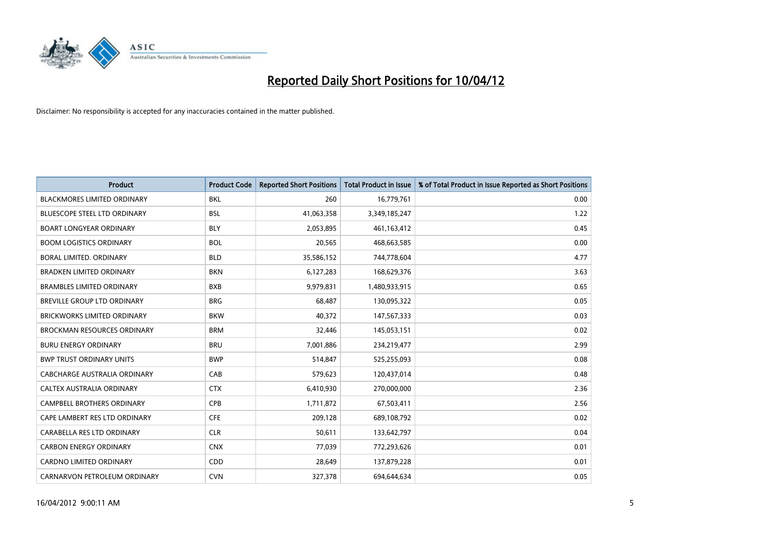# Reported Daily Short Positions for 10/04/12

Disclaimer: No responsibility is accepted for any inaccuracies contained in the matter published.

| Product | Product Code | Reported Short Positions | Total Product in Issue | % of Total Product in Issue Reported as Short Positions |
|---|---|---|---|---|
| BLACKMORES LIMITED ORDINARY | BKL | 260 | 16,779,761 | 0.00 |
| BLUESCOPE STEEL LTD ORDINARY | BSL | 41,063,358 | 3,349,185,247 | 1.22 |
| BOART LONGYEAR ORDINARY | BLY | 2,053,895 | 461,163,412 | 0.45 |
| BOOM LOGISTICS ORDINARY | BOL | 20,565 | 468,663,585 | 0.00 |
| BORAL LIMITED. ORDINARY | BLD | 35,586,152 | 744,778,604 | 4.77 |
| BRADKEN LIMITED ORDINARY | BKN | 6,127,283 | 168,629,376 | 3.63 |
| BRAMBLES LIMITED ORDINARY | BXB | 9,979,831 | 1,480,933,915 | 0.65 |
| BREVILLE GROUP LTD ORDINARY | BRG | 68,487 | 130,095,322 | 0.05 |
| BRICKWORKS LIMITED ORDINARY | BKW | 40,372 | 147,567,333 | 0.03 |
| BROCKMAN RESOURCES ORDINARY | BRM | 32,446 | 145,053,151 | 0.02 |
| BURU ENERGY ORDINARY | BRU | 7,001,886 | 234,219,477 | 2.99 |
| BWP TRUST ORDINARY UNITS | BWP | 514,847 | 525,255,093 | 0.08 |
| CABCHARGE AUSTRALIA ORDINARY | CAB | 579,623 | 120,437,014 | 0.48 |
| CALTEX AUSTRALIA ORDINARY | CTX | 6,410,930 | 270,000,000 | 2.36 |
| CAMPBELL BROTHERS ORDINARY | CPB | 1,711,872 | 67,503,411 | 2.56 |
| CAPE LAMBERT RES LTD ORDINARY | CFE | 209,128 | 689,108,792 | 0.02 |
| CARABELLA RES LTD ORDINARY | CLR | 50,611 | 133,642,797 | 0.04 |
| CARBON ENERGY ORDINARY | CNX | 77,039 | 772,293,626 | 0.01 |
| CARDNO LIMITED ORDINARY | CDD | 28,649 | 137,879,228 | 0.01 |
| CARNARVON PETROLEUM ORDINARY | CVN | 327,378 | 694,644,634 | 0.05 |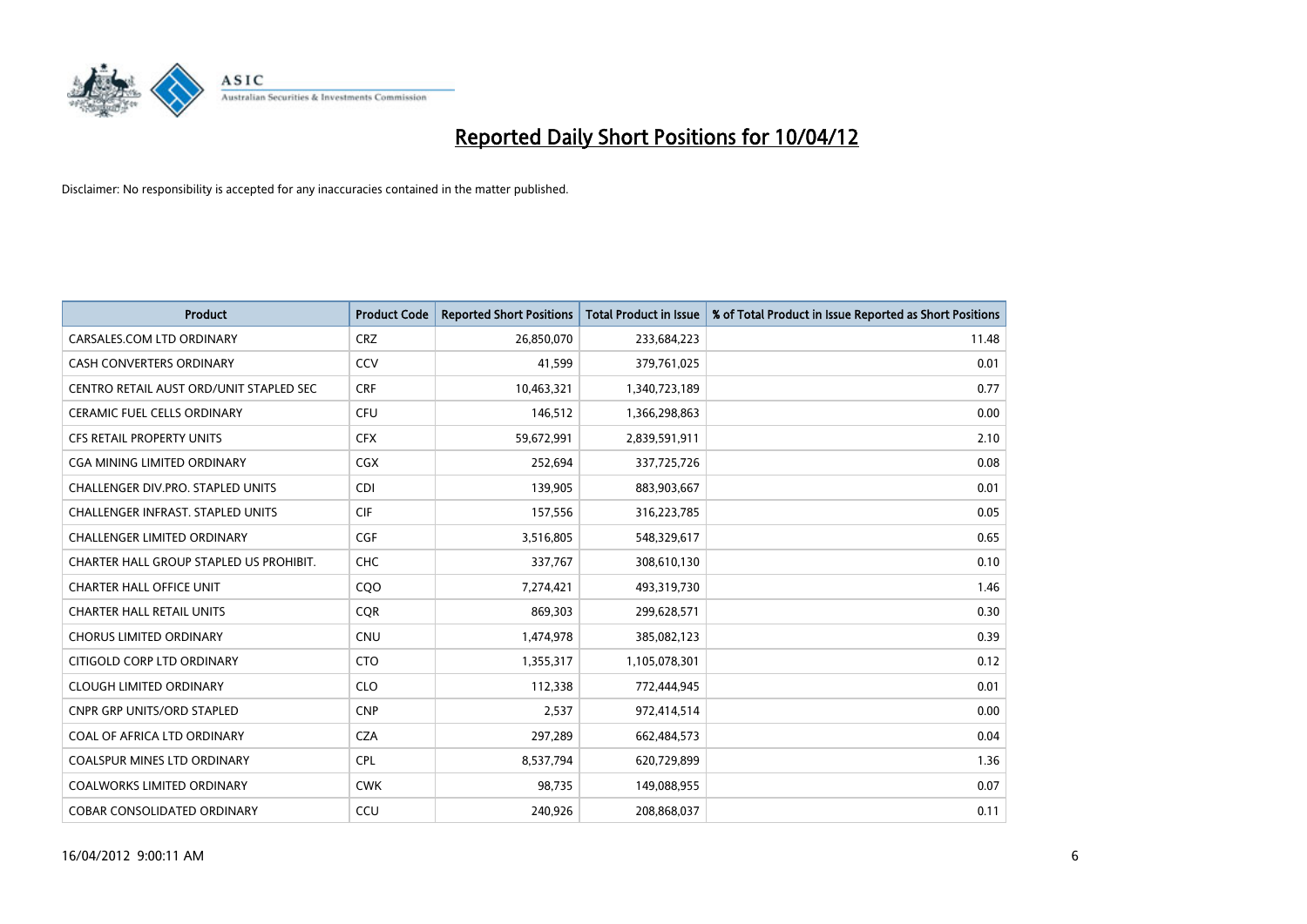# Reported Daily Short Positions for 10/04/12

Disclaimer: No responsibility is accepted for any inaccuracies contained in the matter published.

| Product | Product Code | Reported Short Positions | Total Product in Issue | % of Total Product in Issue Reported as Short Positions |
|---|---|---|---|---|
| CARSALES.COM LTD ORDINARY | CRZ | 26,850,070 | 233,684,223 | 11.48 |
| CASH CONVERTERS ORDINARY | CCV | 41,599 | 379,761,025 | 0.01 |
| CENTRO RETAIL AUST ORD/UNIT STAPLED SEC | CRF | 10,463,321 | 1,340,723,189 | 0.77 |
| CERAMIC FUEL CELLS ORDINARY | CFU | 146,512 | 1,366,298,863 | 0.00 |
| CFS RETAIL PROPERTY UNITS | CFX | 59,672,991 | 2,839,591,911 | 2.10 |
| CGA MINING LIMITED ORDINARY | CGX | 252,694 | 337,725,726 | 0.08 |
| CHALLENGER DIV.PRO. STAPLED UNITS | CDI | 139,905 | 883,903,667 | 0.01 |
| CHALLENGER INFRAST. STAPLED UNITS | CIF | 157,556 | 316,223,785 | 0.05 |
| CHALLENGER LIMITED ORDINARY | CGF | 3,516,805 | 548,329,617 | 0.65 |
| CHARTER HALL GROUP STAPLED US PROHIBIT. | CHC | 337,767 | 308,610,130 | 0.10 |
| CHARTER HALL OFFICE UNIT | CQO | 7,274,421 | 493,319,730 | 1.46 |
| CHARTER HALL RETAIL UNITS | CQR | 869,303 | 299,628,571 | 0.30 |
| CHORUS LIMITED ORDINARY | CNU | 1,474,978 | 385,082,123 | 0.39 |
| CITIGOLD CORP LTD ORDINARY | CTO | 1,355,317 | 1,105,078,301 | 0.12 |
| CLOUGH LIMITED ORDINARY | CLO | 112,338 | 772,444,945 | 0.01 |
| CNPR GRP UNITS/ORD STAPLED | CNP | 2,537 | 972,414,514 | 0.00 |
| COAL OF AFRICA LTD ORDINARY | CZA | 297,289 | 662,484,573 | 0.04 |
| COALSPUR MINES LTD ORDINARY | CPL | 8,537,794 | 620,729,899 | 1.36 |
| COALWORKS LIMITED ORDINARY | CWK | 98,735 | 149,088,955 | 0.07 |
| COBAR CONSOLIDATED ORDINARY | CCU | 240,926 | 208,868,037 | 0.11 |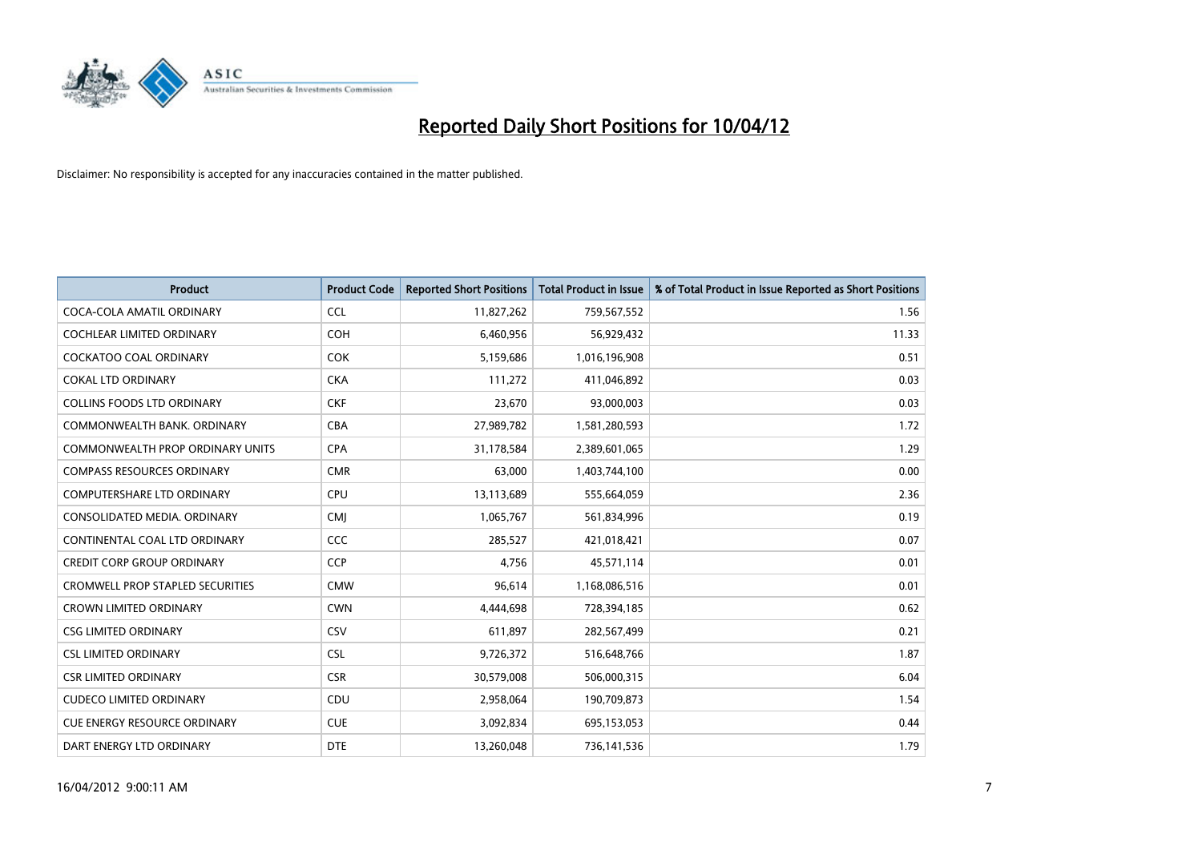# Reported Daily Short Positions for 10/04/12

Disclaimer: No responsibility is accepted for any inaccuracies contained in the matter published.

| Product | Product Code | Reported Short Positions | Total Product in Issue | % of Total Product in Issue Reported as Short Positions |
|---|---|---|---|---|
| COCA-COLA AMATIL ORDINARY | CCL | 11,827,262 | 759,567,552 | 1.56 |
| COCHLEAR LIMITED ORDINARY | COH | 6,460,956 | 56,929,432 | 11.33 |
| COCKATOO COAL ORDINARY | COK | 5,159,686 | 1,016,196,908 | 0.51 |
| COKAL LTD ORDINARY | CKA | 111,272 | 411,046,892 | 0.03 |
| COLLINS FOODS LTD ORDINARY | CKF | 23,670 | 93,000,003 | 0.03 |
| COMMONWEALTH BANK. ORDINARY | CBA | 27,989,782 | 1,581,280,593 | 1.72 |
| COMMONWEALTH PROP ORDINARY UNITS | CPA | 31,178,584 | 2,389,601,065 | 1.29 |
| COMPASS RESOURCES ORDINARY | CMR | 63,000 | 1,403,744,100 | 0.00 |
| COMPUTERSHARE LTD ORDINARY | CPU | 13,113,689 | 555,664,059 | 2.36 |
| CONSOLIDATED MEDIA. ORDINARY | CMJ | 1,065,767 | 561,834,996 | 0.19 |
| CONTINENTAL COAL LTD ORDINARY | CCC | 285,527 | 421,018,421 | 0.07 |
| CREDIT CORP GROUP ORDINARY | CCP | 4,756 | 45,571,114 | 0.01 |
| CROMWELL PROP STAPLED SECURITIES | CMW | 96,614 | 1,168,086,516 | 0.01 |
| CROWN LIMITED ORDINARY | CWN | 4,444,698 | 728,394,185 | 0.62 |
| CSG LIMITED ORDINARY | CSV | 611,897 | 282,567,499 | 0.21 |
| CSL LIMITED ORDINARY | CSL | 9,726,372 | 516,648,766 | 1.87 |
| CSR LIMITED ORDINARY | CSR | 30,579,008 | 506,000,315 | 6.04 |
| CUDECO LIMITED ORDINARY | CDU | 2,958,064 | 190,709,873 | 1.54 |
| CUE ENERGY RESOURCE ORDINARY | CUE | 3,092,834 | 695,153,053 | 0.44 |
| DART ENERGY LTD ORDINARY | DTE | 13,260,048 | 736,141,536 | 1.79 |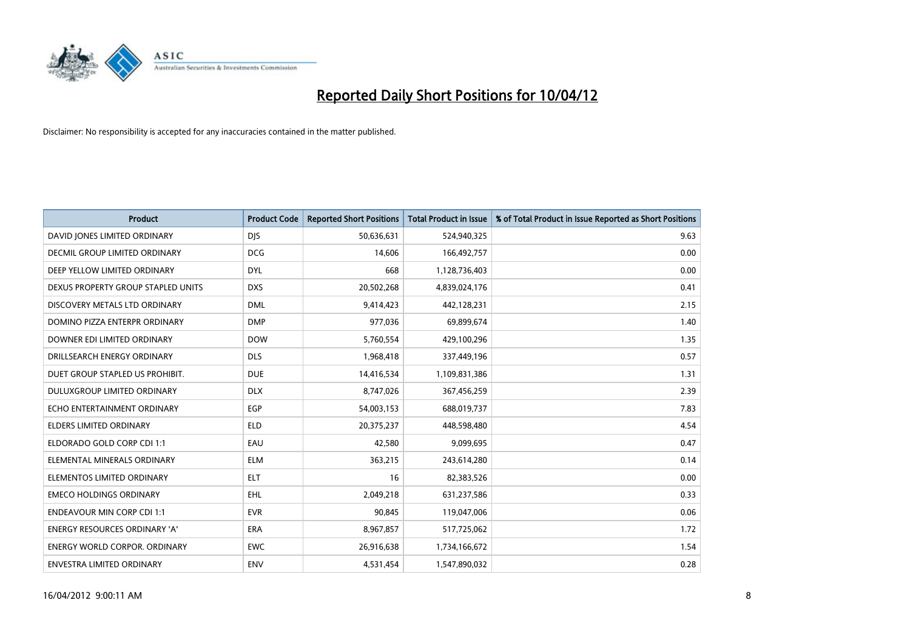# Reported Daily Short Positions for 10/04/12

Disclaimer: No responsibility is accepted for any inaccuracies contained in the matter published.

| Product | Product Code | Reported Short Positions | Total Product in Issue | % of Total Product in Issue Reported as Short Positions |
|---|---|---|---|---|
| DAVID JONES LIMITED ORDINARY | DJS | 50,636,631 | 524,940,325 | 9.63 |
| DECMIL GROUP LIMITED ORDINARY | DCG | 14,606 | 166,492,757 | 0.00 |
| DEEP YELLOW LIMITED ORDINARY | DYL | 668 | 1,128,736,403 | 0.00 |
| DEXUS PROPERTY GROUP STAPLED UNITS | DXS | 20,502,268 | 4,839,024,176 | 0.41 |
| DISCOVERY METALS LTD ORDINARY | DML | 9,414,423 | 442,128,231 | 2.15 |
| DOMINO PIZZA ENTERPR ORDINARY | DMP | 977,036 | 69,899,674 | 1.40 |
| DOWNER EDI LIMITED ORDINARY | DOW | 5,760,554 | 429,100,296 | 1.35 |
| DRILLSEARCH ENERGY ORDINARY | DLS | 1,968,418 | 337,449,196 | 0.57 |
| DUET GROUP STAPLED US PROHIBIT. | DUE | 14,416,534 | 1,109,831,386 | 1.31 |
| DULUXGROUP LIMITED ORDINARY | DLX | 8,747,026 | 367,456,259 | 2.39 |
| ECHO ENTERTAINMENT ORDINARY | EGP | 54,003,153 | 688,019,737 | 7.83 |
| ELDERS LIMITED ORDINARY | ELD | 20,375,237 | 448,598,480 | 4.54 |
| ELDORADO GOLD CORP CDI 1:1 | EAU | 42,580 | 9,099,695 | 0.47 |
| ELEMENTAL MINERALS ORDINARY | ELM | 363,215 | 243,614,280 | 0.14 |
| ELEMENTOS LIMITED ORDINARY | ELT | 16 | 82,383,526 | 0.00 |
| EMECO HOLDINGS ORDINARY | EHL | 2,049,218 | 631,237,586 | 0.33 |
| ENDEAVOUR MIN CORP CDI 1:1 | EVR | 90,845 | 119,047,006 | 0.06 |
| ENERGY RESOURCES ORDINARY 'A' | ERA | 8,967,857 | 517,725,062 | 1.72 |
| ENERGY WORLD CORPOR. ORDINARY | EWC | 26,916,638 | 1,734,166,672 | 1.54 |
| ENVESTRA LIMITED ORDINARY | ENV | 4,531,454 | 1,547,890,032 | 0.28 |

16/04/2012 9:00:11 AM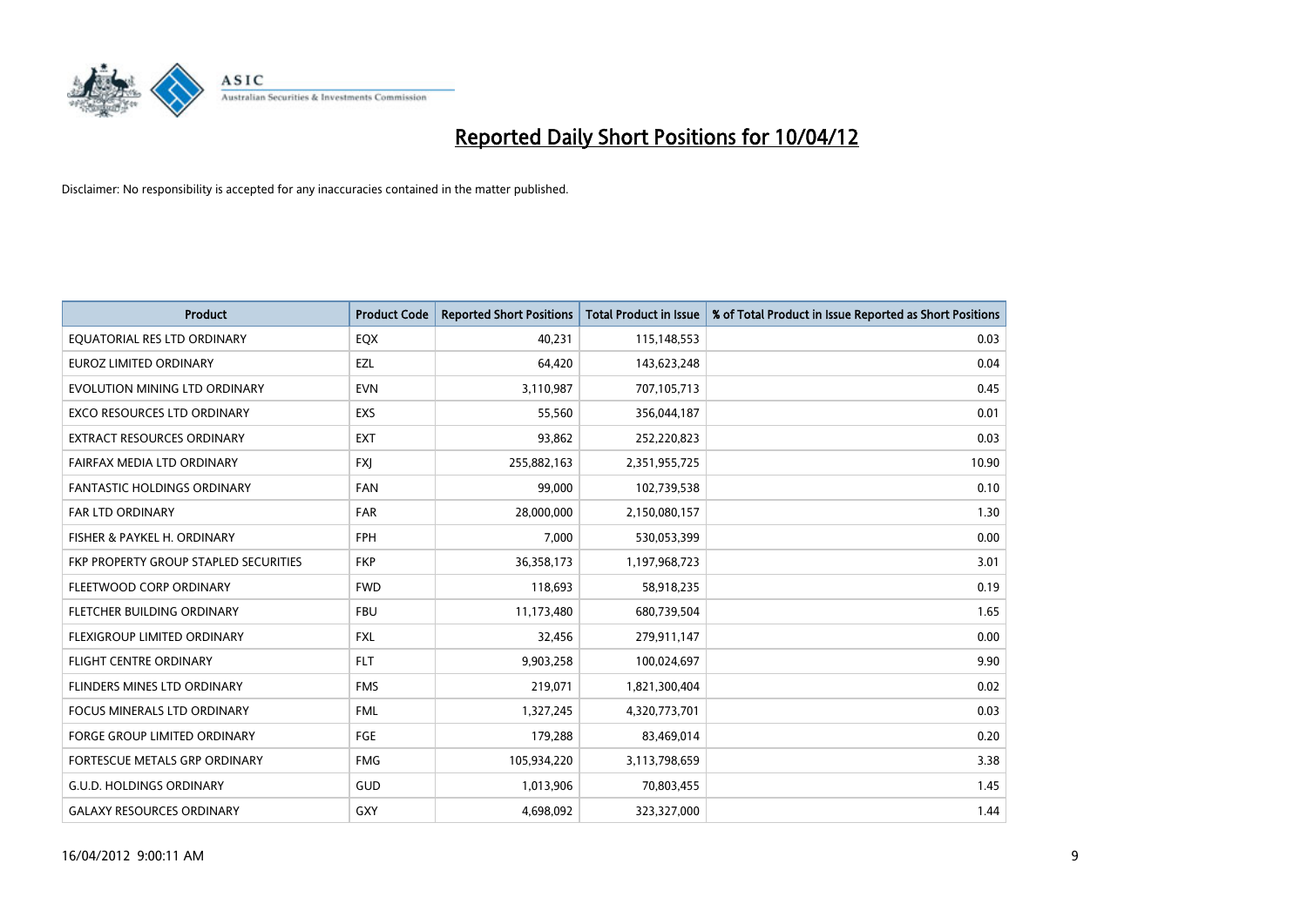# Reported Daily Short Positions for 10/04/12

Disclaimer: No responsibility is accepted for any inaccuracies contained in the matter published.

| Product | Product Code | Reported Short Positions | Total Product in Issue | % of Total Product in Issue Reported as Short Positions |
|---|---|---|---|---|
| EQUATORIAL RES LTD ORDINARY | EQX | 40,231 | 115,148,553 | 0.03 |
| EUROZ LIMITED ORDINARY | EZL | 64,420 | 143,623,248 | 0.04 |
| EVOLUTION MINING LTD ORDINARY | EVN | 3,110,987 | 707,105,713 | 0.45 |
| EXCO RESOURCES LTD ORDINARY | EXS | 55,560 | 356,044,187 | 0.01 |
| EXTRACT RESOURCES ORDINARY | EXT | 93,862 | 252,220,823 | 0.03 |
| FAIRFAX MEDIA LTD ORDINARY | FXJ | 255,882,163 | 2,351,955,725 | 10.90 |
| FANTASTIC HOLDINGS ORDINARY | FAN | 99,000 | 102,739,538 | 0.10 |
| FAR LTD ORDINARY | FAR | 28,000,000 | 2,150,080,157 | 1.30 |
| FISHER & PAYKEL H. ORDINARY | FPH | 7,000 | 530,053,399 | 0.00 |
| FKP PROPERTY GROUP STAPLED SECURITIES | FKP | 36,358,173 | 1,197,968,723 | 3.01 |
| FLEETWOOD CORP ORDINARY | FWD | 118,693 | 58,918,235 | 0.19 |
| FLETCHER BUILDING ORDINARY | FBU | 11,173,480 | 680,739,504 | 1.65 |
| FLEXIGROUP LIMITED ORDINARY | FXL | 32,456 | 279,911,147 | 0.00 |
| FLIGHT CENTRE ORDINARY | FLT | 9,903,258 | 100,024,697 | 9.90 |
| FLINDERS MINES LTD ORDINARY | FMS | 219,071 | 1,821,300,404 | 0.02 |
| FOCUS MINERALS LTD ORDINARY | FML | 1,327,245 | 4,320,773,701 | 0.03 |
| FORGE GROUP LIMITED ORDINARY | FGE | 179,288 | 83,469,014 | 0.20 |
| FORTESCUE METALS GRP ORDINARY | FMG | 105,934,220 | 3,113,798,659 | 3.38 |
| G.U.D. HOLDINGS ORDINARY | GUD | 1,013,906 | 70,803,455 | 1.45 |
| GALAXY RESOURCES ORDINARY | GXY | 4,698,092 | 323,327,000 | 1.44 |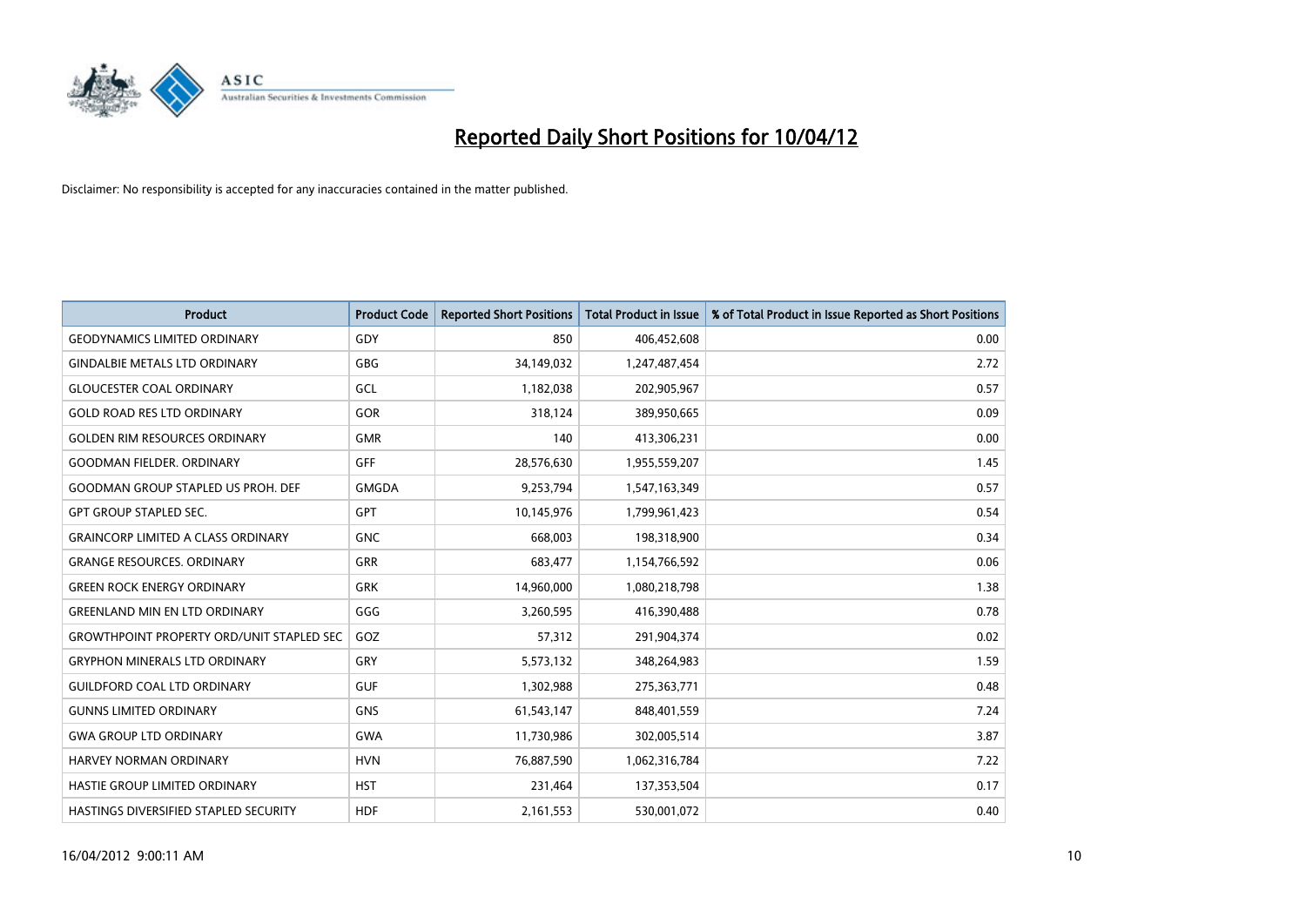# Reported Daily Short Positions for 10/04/12

Disclaimer: No responsibility is accepted for any inaccuracies contained in the matter published.

| Product | Product Code | Reported Short Positions | Total Product in Issue | % of Total Product in Issue Reported as Short Positions |
|---|---|---|---|---|
| GEODYNAMICS LIMITED ORDINARY | GDY | 850 | 406,452,608 | 0.00 |
| GINDALBIE METALS LTD ORDINARY | GBG | 34,149,032 | 1,247,487,454 | 2.72 |
| GLOUCESTER COAL ORDINARY | GCL | 1,182,038 | 202,905,967 | 0.57 |
| GOLD ROAD RES LTD ORDINARY | GOR | 318,124 | 389,950,665 | 0.09 |
| GOLDEN RIM RESOURCES ORDINARY | GMR | 140 | 413,306,231 | 0.00 |
| GOODMAN FIELDER. ORDINARY | GFF | 28,576,630 | 1,955,559,207 | 1.45 |
| GOODMAN GROUP STAPLED US PROH. DEF | GMGDA | 9,253,794 | 1,547,163,349 | 0.57 |
| GPT GROUP STAPLED SEC. | GPT | 10,145,976 | 1,799,961,423 | 0.54 |
| GRAINCORP LIMITED A CLASS ORDINARY | GNC | 668,003 | 198,318,900 | 0.34 |
| GRANGE RESOURCES. ORDINARY | GRR | 683,477 | 1,154,766,592 | 0.06 |
| GREEN ROCK ENERGY ORDINARY | GRK | 14,960,000 | 1,080,218,798 | 1.38 |
| GREENLAND MIN EN LTD ORDINARY | GGG | 3,260,595 | 416,390,488 | 0.78 |
| GROWTHPOINT PROPERTY ORD/UNIT STAPLED SEC | GOZ | 57,312 | 291,904,374 | 0.02 |
| GRYPHON MINERALS LTD ORDINARY | GRY | 5,573,132 | 348,264,983 | 1.59 |
| GUILDFORD COAL LTD ORDINARY | GUF | 1,302,988 | 275,363,771 | 0.48 |
| GUNNS LIMITED ORDINARY | GNS | 61,543,147 | 848,401,559 | 7.24 |
| GWA GROUP LTD ORDINARY | GWA | 11,730,986 | 302,005,514 | 3.87 |
| HARVEY NORMAN ORDINARY | HVN | 76,887,590 | 1,062,316,784 | 7.22 |
| HASTIE GROUP LIMITED ORDINARY | HST | 231,464 | 137,353,504 | 0.17 |
| HASTINGS DIVERSIFIED STAPLED SECURITY | HDF | 2,161,553 | 530,001,072 | 0.40 |

16/04/2012 9:00:11 AM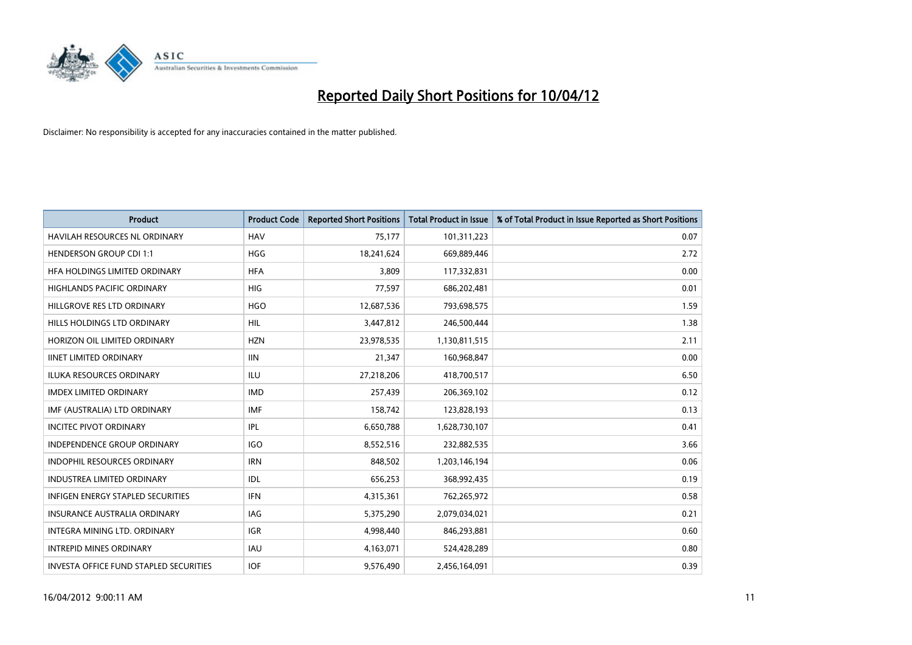# Reported Daily Short Positions for 10/04/12

Disclaimer: No responsibility is accepted for any inaccuracies contained in the matter published.

| Product | Product Code | Reported Short Positions | Total Product in Issue | % of Total Product in Issue Reported as Short Positions |
|---|---|---|---|---|
| HAVILAH RESOURCES NL ORDINARY | HAV | 75,177 | 101,311,223 | 0.07 |
| HENDERSON GROUP CDI 1:1 | HGG | 18,241,624 | 669,889,446 | 2.72 |
| HFA HOLDINGS LIMITED ORDINARY | HFA | 3,809 | 117,332,831 | 0.00 |
| HIGHLANDS PACIFIC ORDINARY | HIG | 77,597 | 686,202,481 | 0.01 |
| HILLGROVE RES LTD ORDINARY | HGO | 12,687,536 | 793,698,575 | 1.59 |
| HILLS HOLDINGS LTD ORDINARY | HIL | 3,447,812 | 246,500,444 | 1.38 |
| HORIZON OIL LIMITED ORDINARY | HZN | 23,978,535 | 1,130,811,515 | 2.11 |
| IINET LIMITED ORDINARY | IIN | 21,347 | 160,968,847 | 0.00 |
| ILUKA RESOURCES ORDINARY | ILU | 27,218,206 | 418,700,517 | 6.50 |
| IMDEX LIMITED ORDINARY | IMD | 257,439 | 206,369,102 | 0.12 |
| IMF (AUSTRALIA) LTD ORDINARY | IMF | 158,742 | 123,828,193 | 0.13 |
| INCITEC PIVOT ORDINARY | IPL | 6,650,788 | 1,628,730,107 | 0.41 |
| INDEPENDENCE GROUP ORDINARY | IGO | 8,552,516 | 232,882,535 | 3.66 |
| INDOPHIL RESOURCES ORDINARY | IRN | 848,502 | 1,203,146,194 | 0.06 |
| INDUSTREA LIMITED ORDINARY | IDL | 656,253 | 368,992,435 | 0.19 |
| INFIGEN ENERGY STAPLED SECURITIES | IFN | 4,315,361 | 762,265,972 | 0.58 |
| INSURANCE AUSTRALIA ORDINARY | IAG | 5,375,290 | 2,079,034,021 | 0.21 |
| INTEGRA MINING LTD. ORDINARY | IGR | 4,998,440 | 846,293,881 | 0.60 |
| INTREPID MINES ORDINARY | IAU | 4,163,071 | 524,428,289 | 0.80 |
| INVESTA OFFICE FUND STAPLED SECURITIES | IOF | 9,576,490 | 2,456,164,091 | 0.39 |

16/04/2012 9:00:11 AM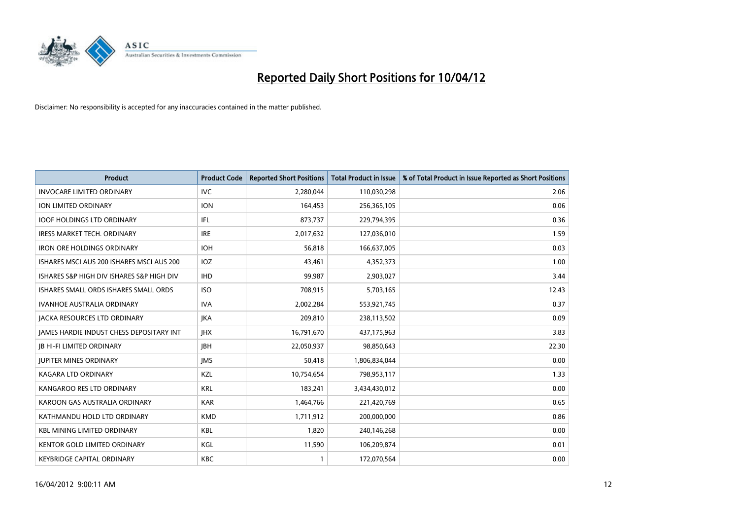# Reported Daily Short Positions for 10/04/12

Disclaimer: No responsibility is accepted for any inaccuracies contained in the matter published.

| Product | Product Code | Reported Short Positions | Total Product in Issue | % of Total Product in Issue Reported as Short Positions |
|---|---|---|---|---|
| INVOCARE LIMITED ORDINARY | IVC | 2,280,044 | 110,030,298 | 2.06 |
| ION LIMITED ORDINARY | ION | 164,453 | 256,365,105 | 0.06 |
| IOOF HOLDINGS LTD ORDINARY | IFL | 873,737 | 229,794,395 | 0.36 |
| IRESS MARKET TECH. ORDINARY | IRE | 2,017,632 | 127,036,010 | 1.59 |
| IRON ORE HOLDINGS ORDINARY | IOH | 56,818 | 166,637,005 | 0.03 |
| ISHARES MSCI AUS 200 ISHARES MSCI AUS 200 | IOZ | 43,461 | 4,352,373 | 1.00 |
| ISHARES S&P HIGH DIV ISHARES S&P HIGH DIV | IHD | 99,987 | 2,903,027 | 3.44 |
| ISHARES SMALL ORDS ISHARES SMALL ORDS | ISO | 708,915 | 5,703,165 | 12.43 |
| IVANHOE AUSTRALIA ORDINARY | IVA | 2,002,284 | 553,921,745 | 0.37 |
| JACKA RESOURCES LTD ORDINARY | JKA | 209,810 | 238,113,502 | 0.09 |
| JAMES HARDIE INDUST CHESS DEPOSITARY INT | JHX | 16,791,670 | 437,175,963 | 3.83 |
| JB HI-FI LIMITED ORDINARY | JBH | 22,050,937 | 98,850,643 | 22.30 |
| JUPITER MINES ORDINARY | JMS | 50,418 | 1,806,834,044 | 0.00 |
| KAGARA LTD ORDINARY | KZL | 10,754,654 | 798,953,117 | 1.33 |
| KANGAROO RES LTD ORDINARY | KRL | 183,241 | 3,434,430,012 | 0.00 |
| KAROON GAS AUSTRALIA ORDINARY | KAR | 1,464,766 | 221,420,769 | 0.65 |
| KATHMANDU HOLD LTD ORDINARY | KMD | 1,711,912 | 200,000,000 | 0.86 |
| KBL MINING LIMITED ORDINARY | KBL | 1,820 | 240,146,268 | 0.00 |
| KENTOR GOLD LIMITED ORDINARY | KGL | 11,590 | 106,209,874 | 0.01 |
| KEYBRIDGE CAPITAL ORDINARY | KBC | 1 | 172,070,564 | 0.00 |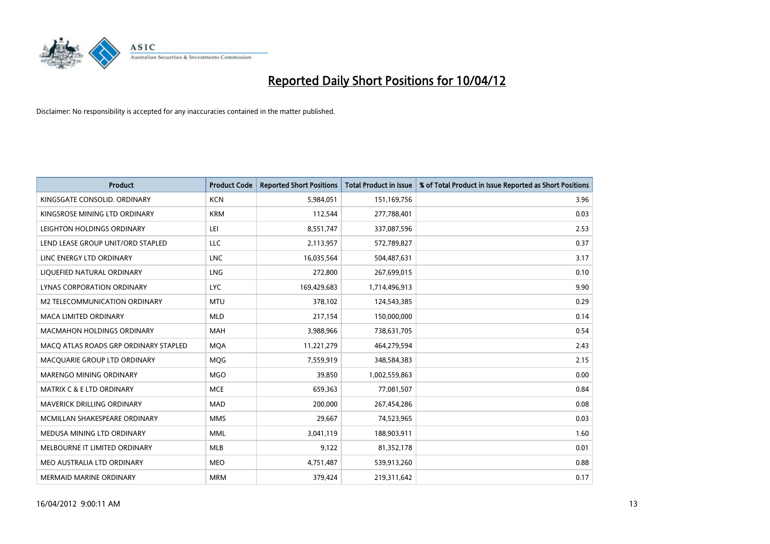# Reported Daily Short Positions for 10/04/12

Disclaimer: No responsibility is accepted for any inaccuracies contained in the matter published.

| Product | Product Code | Reported Short Positions | Total Product in Issue | % of Total Product in Issue Reported as Short Positions |
|---|---|---|---|---|
| KINGSGATE CONSOLID. ORDINARY | KCN | 5,984,051 | 151,169,756 | 3.96 |
| KINGSROSE MINING LTD ORDINARY | KRM | 112,544 | 277,788,401 | 0.03 |
| LEIGHTON HOLDINGS ORDINARY | LEI | 8,551,747 | 337,087,596 | 2.53 |
| LEND LEASE GROUP UNIT/ORD STAPLED | LLC | 2,113,957 | 572,789,827 | 0.37 |
| LINC ENERGY LTD ORDINARY | LNC | 16,035,564 | 504,487,631 | 3.17 |
| LIQUEFIED NATURAL ORDINARY | LNG | 272,800 | 267,699,015 | 0.10 |
| LYNAS CORPORATION ORDINARY | LYC | 169,429,683 | 1,714,496,913 | 9.90 |
| M2 TELECOMMUNICATION ORDINARY | MTU | 378,102 | 124,543,385 | 0.29 |
| MACA LIMITED ORDINARY | MLD | 217,154 | 150,000,000 | 0.14 |
| MACMAHON HOLDINGS ORDINARY | MAH | 3,988,966 | 738,631,705 | 0.54 |
| MACQ ATLAS ROADS GRP ORDINARY STAPLED | MQA | 11,221,279 | 464,279,594 | 2.43 |
| MACQUARIE GROUP LTD ORDINARY | MQG | 7,559,919 | 348,584,383 | 2.15 |
| MARENGO MINING ORDINARY | MGO | 39,850 | 1,002,559,863 | 0.00 |
| MATRIX C & E LTD ORDINARY | MCE | 659,363 | 77,081,507 | 0.84 |
| MAVERICK DRILLING ORDINARY | MAD | 200,000 | 267,454,286 | 0.08 |
| MCMILLAN SHAKESPEARE ORDINARY | MMS | 29,667 | 74,523,965 | 0.03 |
| MEDUSA MINING LTD ORDINARY | MML | 3,041,119 | 188,903,911 | 1.60 |
| MELBOURNE IT LIMITED ORDINARY | MLB | 9,122 | 81,352,178 | 0.01 |
| MEO AUSTRALIA LTD ORDINARY | MEO | 4,751,487 | 539,913,260 | 0.88 |
| MERMAID MARINE ORDINARY | MRM | 379,424 | 219,311,642 | 0.17 |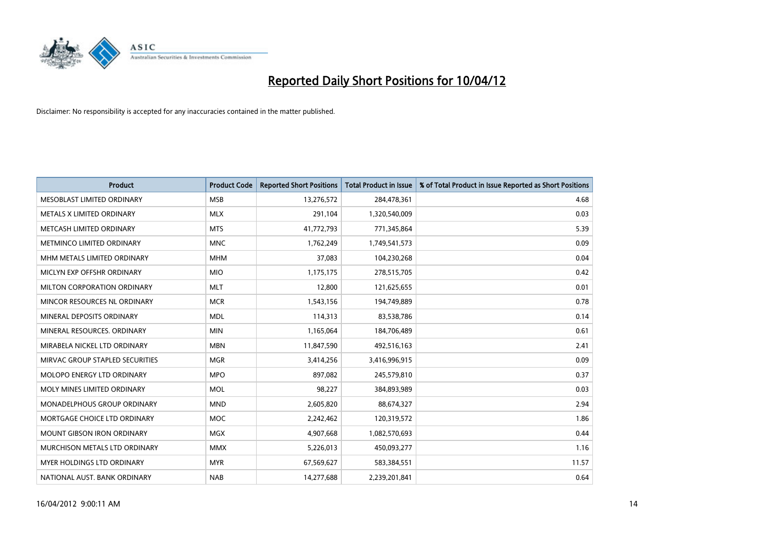# Reported Daily Short Positions for 10/04/12

Disclaimer: No responsibility is accepted for any inaccuracies contained in the matter published.

| Product | Product Code | Reported Short Positions | Total Product in Issue | % of Total Product in Issue Reported as Short Positions |
|---|---|---|---|---|
| MESOBLAST LIMITED ORDINARY | MSB | 13,276,572 | 284,478,361 | 4.68 |
| METALS X LIMITED ORDINARY | MLX | 291,104 | 1,320,540,009 | 0.03 |
| METCASH LIMITED ORDINARY | MTS | 41,772,793 | 771,345,864 | 5.39 |
| METMINCO LIMITED ORDINARY | MNC | 1,762,249 | 1,749,541,573 | 0.09 |
| MHM METALS LIMITED ORDINARY | MHM | 37,083 | 104,230,268 | 0.04 |
| MICLYN EXP OFFSHR ORDINARY | MIO | 1,175,175 | 278,515,705 | 0.42 |
| MILTON CORPORATION ORDINARY | MLT | 12,800 | 121,625,655 | 0.01 |
| MINCOR RESOURCES NL ORDINARY | MCR | 1,543,156 | 194,749,889 | 0.78 |
| MINERAL DEPOSITS ORDINARY | MDL | 114,313 | 83,538,786 | 0.14 |
| MINERAL RESOURCES. ORDINARY | MIN | 1,165,064 | 184,706,489 | 0.61 |
| MIRABELA NICKEL LTD ORDINARY | MBN | 11,847,590 | 492,516,163 | 2.41 |
| MIRVAC GROUP STAPLED SECURITIES | MGR | 3,414,256 | 3,416,996,915 | 0.09 |
| MOLOPO ENERGY LTD ORDINARY | MPO | 897,082 | 245,579,810 | 0.37 |
| MOLY MINES LIMITED ORDINARY | MOL | 98,227 | 384,893,989 | 0.03 |
| MONADELPHOUS GROUP ORDINARY | MND | 2,605,820 | 88,674,327 | 2.94 |
| MORTGAGE CHOICE LTD ORDINARY | MOC | 2,242,462 | 120,319,572 | 1.86 |
| MOUNT GIBSON IRON ORDINARY | MGX | 4,907,668 | 1,082,570,693 | 0.44 |
| MURCHISON METALS LTD ORDINARY | MMX | 5,226,013 | 450,093,277 | 1.16 |
| MYER HOLDINGS LTD ORDINARY | MYR | 67,569,627 | 583,384,551 | 11.57 |
| NATIONAL AUST. BANK ORDINARY | NAB | 14,277,688 | 2,239,201,841 | 0.64 |

16/04/2012 9:00:11 AM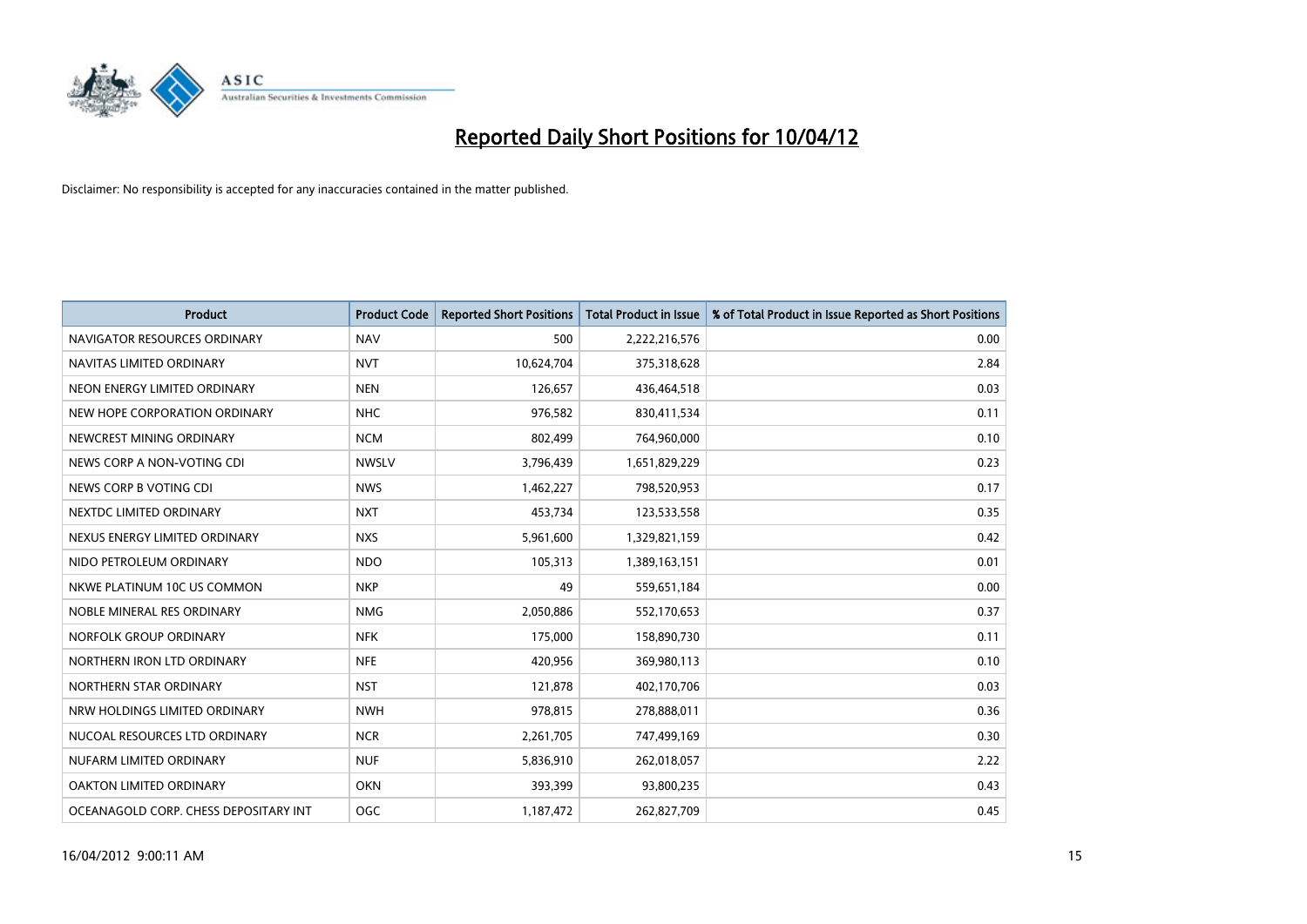# Reported Daily Short Positions for 10/04/12

Disclaimer: No responsibility is accepted for any inaccuracies contained in the matter published.

| Product | Product Code | Reported Short Positions | Total Product in Issue | % of Total Product in Issue Reported as Short Positions |
| --- | --- | --- | --- | --- |
| NAVIGATOR RESOURCES ORDINARY | NAV | 500 | 2,222,216,576 | 0.00 |
| NAVITAS LIMITED ORDINARY | NVT | 10,624,704 | 375,318,628 | 2.84 |
| NEON ENERGY LIMITED ORDINARY | NEN | 126,657 | 436,464,518 | 0.03 |
| NEW HOPE CORPORATION ORDINARY | NHC | 976,582 | 830,411,534 | 0.11 |
| NEWCREST MINING ORDINARY | NCM | 802,499 | 764,960,000 | 0.10 |
| NEWS CORP A NON-VOTING CDI | NWSLV | 3,796,439 | 1,651,829,229 | 0.23 |
| NEWS CORP B VOTING CDI | NWS | 1,462,227 | 798,520,953 | 0.17 |
| NEXTDC LIMITED ORDINARY | NXT | 453,734 | 123,533,558 | 0.35 |
| NEXUS ENERGY LIMITED ORDINARY | NXS | 5,961,600 | 1,329,821,159 | 0.42 |
| NIDO PETROLEUM ORDINARY | NDO | 105,313 | 1,389,163,151 | 0.01 |
| NKWE PLATINUM 10C US COMMON | NKP | 49 | 559,651,184 | 0.00 |
| NOBLE MINERAL RES ORDINARY | NMG | 2,050,886 | 552,170,653 | 0.37 |
| NORFOLK GROUP ORDINARY | NFK | 175,000 | 158,890,730 | 0.11 |
| NORTHERN IRON LTD ORDINARY | NFE | 420,956 | 369,980,113 | 0.10 |
| NORTHERN STAR ORDINARY | NST | 121,878 | 402,170,706 | 0.03 |
| NRW HOLDINGS LIMITED ORDINARY | NWH | 978,815 | 278,888,011 | 0.36 |
| NUCOAL RESOURCES LTD ORDINARY | NCR | 2,261,705 | 747,499,169 | 0.30 |
| NUFARM LIMITED ORDINARY | NUF | 5,836,910 | 262,018,057 | 2.22 |
| OAKTON LIMITED ORDINARY | OKN | 393,399 | 93,800,235 | 0.43 |
| OCEANAGOLD CORP. CHESS DEPOSITARY INT | OGC | 1,187,472 | 262,827,709 | 0.45 |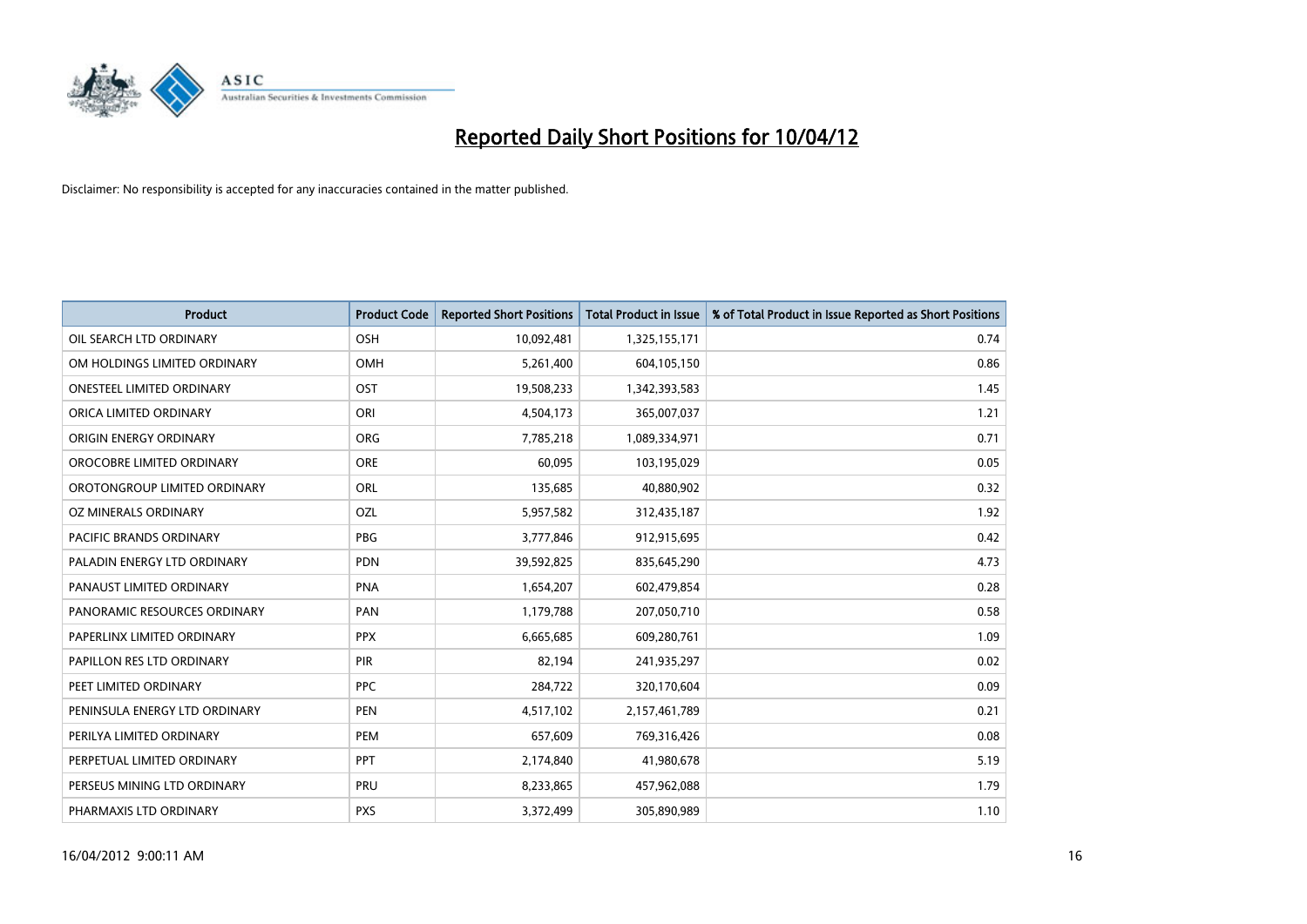# Reported Daily Short Positions for 10/04/12

Disclaimer: No responsibility is accepted for any inaccuracies contained in the matter published.

| Product | Product Code | Reported Short Positions | Total Product in Issue | % of Total Product in Issue Reported as Short Positions |
|---|---|---|---|---|
| OIL SEARCH LTD ORDINARY | OSH | 10,092,481 | 1,325,155,171 | 0.74 |
| OM HOLDINGS LIMITED ORDINARY | OMH | 5,261,400 | 604,105,150 | 0.86 |
| ONESTEEL LIMITED ORDINARY | OST | 19,508,233 | 1,342,393,583 | 1.45 |
| ORICA LIMITED ORDINARY | ORI | 4,504,173 | 365,007,037 | 1.21 |
| ORIGIN ENERGY ORDINARY | ORG | 7,785,218 | 1,089,334,971 | 0.71 |
| OROCOBRE LIMITED ORDINARY | ORE | 60,095 | 103,195,029 | 0.05 |
| OROTONGROUP LIMITED ORDINARY | ORL | 135,685 | 40,880,902 | 0.32 |
| OZ MINERALS ORDINARY | OZL | 5,957,582 | 312,435,187 | 1.92 |
| PACIFIC BRANDS ORDINARY | PBG | 3,777,846 | 912,915,695 | 0.42 |
| PALADIN ENERGY LTD ORDINARY | PDN | 39,592,825 | 835,645,290 | 4.73 |
| PANAUST LIMITED ORDINARY | PNA | 1,654,207 | 602,479,854 | 0.28 |
| PANORAMIC RESOURCES ORDINARY | PAN | 1,179,788 | 207,050,710 | 0.58 |
| PAPERLINX LIMITED ORDINARY | PPX | 6,665,685 | 609,280,761 | 1.09 |
| PAPILLON RES LTD ORDINARY | PIR | 82,194 | 241,935,297 | 0.02 |
| PEET LIMITED ORDINARY | PPC | 284,722 | 320,170,604 | 0.09 |
| PENINSULA ENERGY LTD ORDINARY | PEN | 4,517,102 | 2,157,461,789 | 0.21 |
| PERILYA LIMITED ORDINARY | PEM | 657,609 | 769,316,426 | 0.08 |
| PERPETUAL LIMITED ORDINARY | PPT | 2,174,840 | 41,980,678 | 5.19 |
| PERSEUS MINING LTD ORDINARY | PRU | 8,233,865 | 457,962,088 | 1.79 |
| PHARMAXIS LTD ORDINARY | PXS | 3,372,499 | 305,890,989 | 1.10 |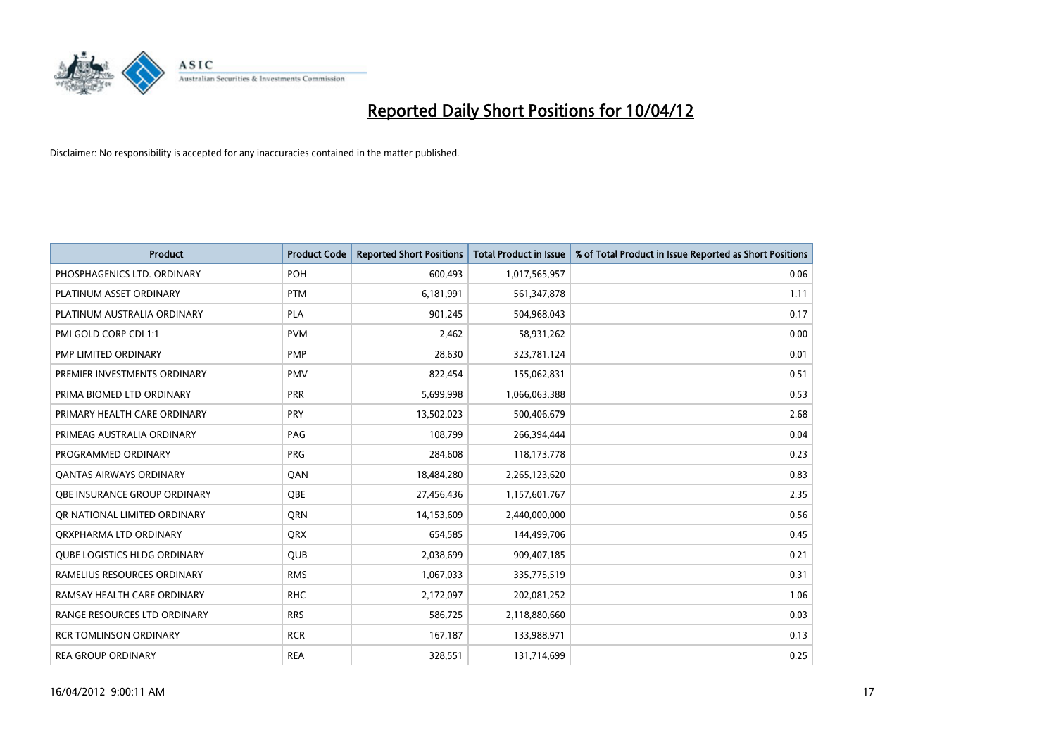# Reported Daily Short Positions for 10/04/12

Disclaimer: No responsibility is accepted for any inaccuracies contained in the matter published.

| Product | Product Code | Reported Short Positions | Total Product in Issue | % of Total Product in Issue Reported as Short Positions |
|---|---|---|---|---|
| PHOSPHAGENICS LTD. ORDINARY | POH | 600,493 | 1,017,565,957 | 0.06 |
| PLATINUM ASSET ORDINARY | PTM | 6,181,991 | 561,347,878 | 1.11 |
| PLATINUM AUSTRALIA ORDINARY | PLA | 901,245 | 504,968,043 | 0.17 |
| PMI GOLD CORP CDI 1:1 | PVM | 2,462 | 58,931,262 | 0.00 |
| PMP LIMITED ORDINARY | PMP | 28,630 | 323,781,124 | 0.01 |
| PREMIER INVESTMENTS ORDINARY | PMV | 822,454 | 155,062,831 | 0.51 |
| PRIMA BIOMED LTD ORDINARY | PRR | 5,699,998 | 1,066,063,388 | 0.53 |
| PRIMARY HEALTH CARE ORDINARY | PRY | 13,502,023 | 500,406,679 | 2.68 |
| PRIMEAG AUSTRALIA ORDINARY | PAG | 108,799 | 266,394,444 | 0.04 |
| PROGRAMMED ORDINARY | PRG | 284,608 | 118,173,778 | 0.23 |
| QANTAS AIRWAYS ORDINARY | QAN | 18,484,280 | 2,265,123,620 | 0.83 |
| QBE INSURANCE GROUP ORDINARY | QBE | 27,456,436 | 1,157,601,767 | 2.35 |
| QR NATIONAL LIMITED ORDINARY | QRN | 14,153,609 | 2,440,000,000 | 0.56 |
| QRXPHARMA LTD ORDINARY | QRX | 654,585 | 144,499,706 | 0.45 |
| QUBE LOGISTICS HLDG ORDINARY | QUB | 2,038,699 | 909,407,185 | 0.21 |
| RAMELIUS RESOURCES ORDINARY | RMS | 1,067,033 | 335,775,519 | 0.31 |
| RAMSAY HEALTH CARE ORDINARY | RHC | 2,172,097 | 202,081,252 | 1.06 |
| RANGE RESOURCES LTD ORDINARY | RRS | 586,725 | 2,118,880,660 | 0.03 |
| RCR TOMLINSON ORDINARY | RCR | 167,187 | 133,988,971 | 0.13 |
| REA GROUP ORDINARY | REA | 328,551 | 131,714,699 | 0.25 |

16/04/2012 9:00:11 AM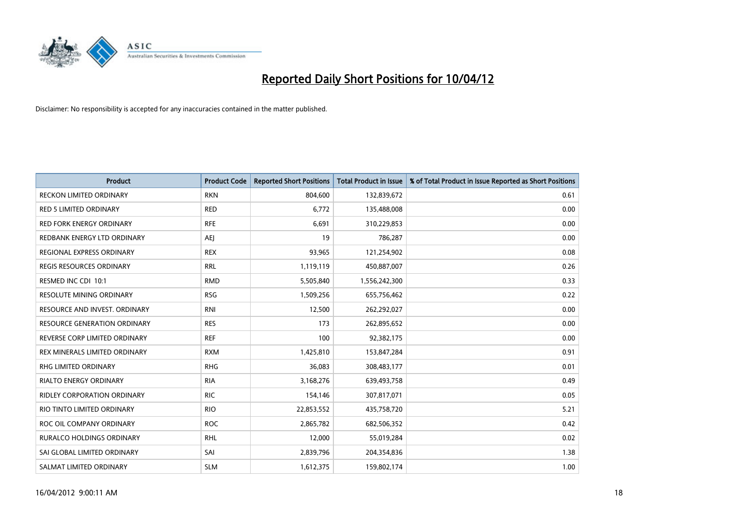# Reported Daily Short Positions for 10/04/12

Disclaimer: No responsibility is accepted for any inaccuracies contained in the matter published.

| Product | Product Code | Reported Short Positions | Total Product in Issue | % of Total Product in Issue Reported as Short Positions |
|---|---|---|---|---|
| RECKON LIMITED ORDINARY | RKN | 804,600 | 132,839,672 | 0.61 |
| RED 5 LIMITED ORDINARY | RED | 6,772 | 135,488,008 | 0.00 |
| RED FORK ENERGY ORDINARY | RFE | 6,691 | 310,229,853 | 0.00 |
| REDBANK ENERGY LTD ORDINARY | AEJ | 19 | 786,287 | 0.00 |
| REGIONAL EXPRESS ORDINARY | REX | 93,965 | 121,254,902 | 0.08 |
| REGIS RESOURCES ORDINARY | RRL | 1,119,119 | 450,887,007 | 0.26 |
| RESMED INC CDI 10:1 | RMD | 5,505,840 | 1,556,242,300 | 0.33 |
| RESOLUTE MINING ORDINARY | RSG | 1,509,256 | 655,756,462 | 0.22 |
| RESOURCE AND INVEST. ORDINARY | RNI | 12,500 | 262,292,027 | 0.00 |
| RESOURCE GENERATION ORDINARY | RES | 173 | 262,895,652 | 0.00 |
| REVERSE CORP LIMITED ORDINARY | REF | 100 | 92,382,175 | 0.00 |
| REX MINERALS LIMITED ORDINARY | RXM | 1,425,810 | 153,847,284 | 0.91 |
| RHG LIMITED ORDINARY | RHG | 36,083 | 308,483,177 | 0.01 |
| RIALTO ENERGY ORDINARY | RIA | 3,168,276 | 639,493,758 | 0.49 |
| RIDLEY CORPORATION ORDINARY | RIC | 154,146 | 307,817,071 | 0.05 |
| RIO TINTO LIMITED ORDINARY | RIO | 22,853,552 | 435,758,720 | 5.21 |
| ROC OIL COMPANY ORDINARY | ROC | 2,865,782 | 682,506,352 | 0.42 |
| RURALCO HOLDINGS ORDINARY | RHL | 12,000 | 55,019,284 | 0.02 |
| SAI GLOBAL LIMITED ORDINARY | SAI | 2,839,796 | 204,354,836 | 1.38 |
| SALMAT LIMITED ORDINARY | SLM | 1,612,375 | 159,802,174 | 1.00 |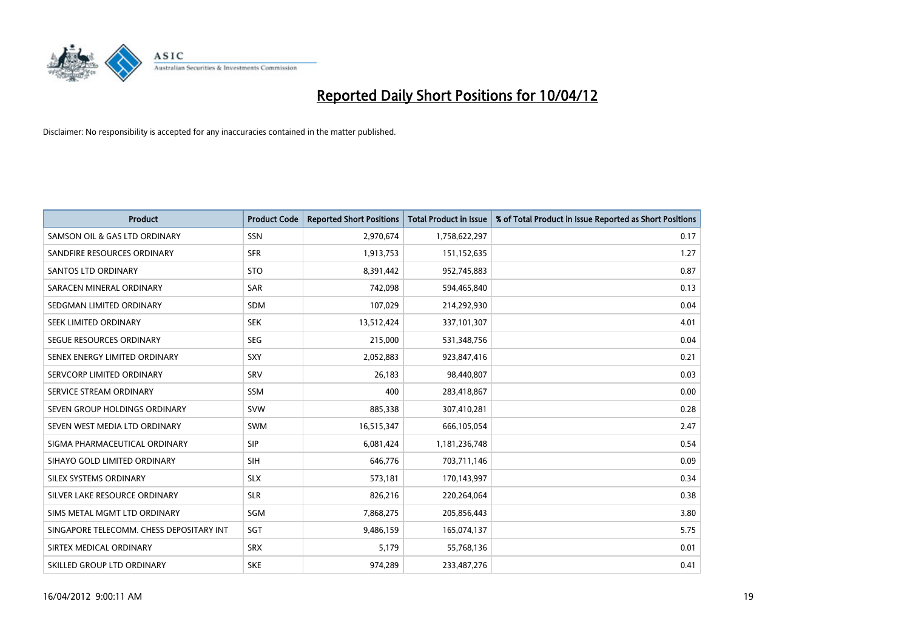# Reported Daily Short Positions for 10/04/12

Disclaimer: No responsibility is accepted for any inaccuracies contained in the matter published.

| Product | Product Code | Reported Short Positions | Total Product in Issue | % of Total Product in Issue Reported as Short Positions |
|---|---|---|---|---|
| SAMSON OIL & GAS LTD ORDINARY | SSN | 2,970,674 | 1,758,622,297 | 0.17 |
| SANDFIRE RESOURCES ORDINARY | SFR | 1,913,753 | 151,152,635 | 1.27 |
| SANTOS LTD ORDINARY | STO | 8,391,442 | 952,745,883 | 0.87 |
| SARACEN MINERAL ORDINARY | SAR | 742,098 | 594,465,840 | 0.13 |
| SEDGMAN LIMITED ORDINARY | SDM | 107,029 | 214,292,930 | 0.04 |
| SEEK LIMITED ORDINARY | SEK | 13,512,424 | 337,101,307 | 4.01 |
| SEGUE RESOURCES ORDINARY | SEG | 215,000 | 531,348,756 | 0.04 |
| SENEX ENERGY LIMITED ORDINARY | SXY | 2,052,883 | 923,847,416 | 0.21 |
| SERVCORP LIMITED ORDINARY | SRV | 26,183 | 98,440,807 | 0.03 |
| SERVICE STREAM ORDINARY | SSM | 400 | 283,418,867 | 0.00 |
| SEVEN GROUP HOLDINGS ORDINARY | SVW | 885,338 | 307,410,281 | 0.28 |
| SEVEN WEST MEDIA LTD ORDINARY | SWM | 16,515,347 | 666,105,054 | 2.47 |
| SIGMA PHARMACEUTICAL ORDINARY | SIP | 6,081,424 | 1,181,236,748 | 0.54 |
| SIHAYO GOLD LIMITED ORDINARY | SIH | 646,776 | 703,711,146 | 0.09 |
| SILEX SYSTEMS ORDINARY | SLX | 573,181 | 170,143,997 | 0.34 |
| SILVER LAKE RESOURCE ORDINARY | SLR | 826,216 | 220,264,064 | 0.38 |
| SIMS METAL MGMT LTD ORDINARY | SGM | 7,868,275 | 205,856,443 | 3.80 |
| SINGAPORE TELECOMM. CHESS DEPOSITARY INT | SGT | 9,486,159 | 165,074,137 | 5.75 |
| SIRTEX MEDICAL ORDINARY | SRX | 5,179 | 55,768,136 | 0.01 |
| SKILLED GROUP LTD ORDINARY | SKE | 974,289 | 233,487,276 | 0.41 |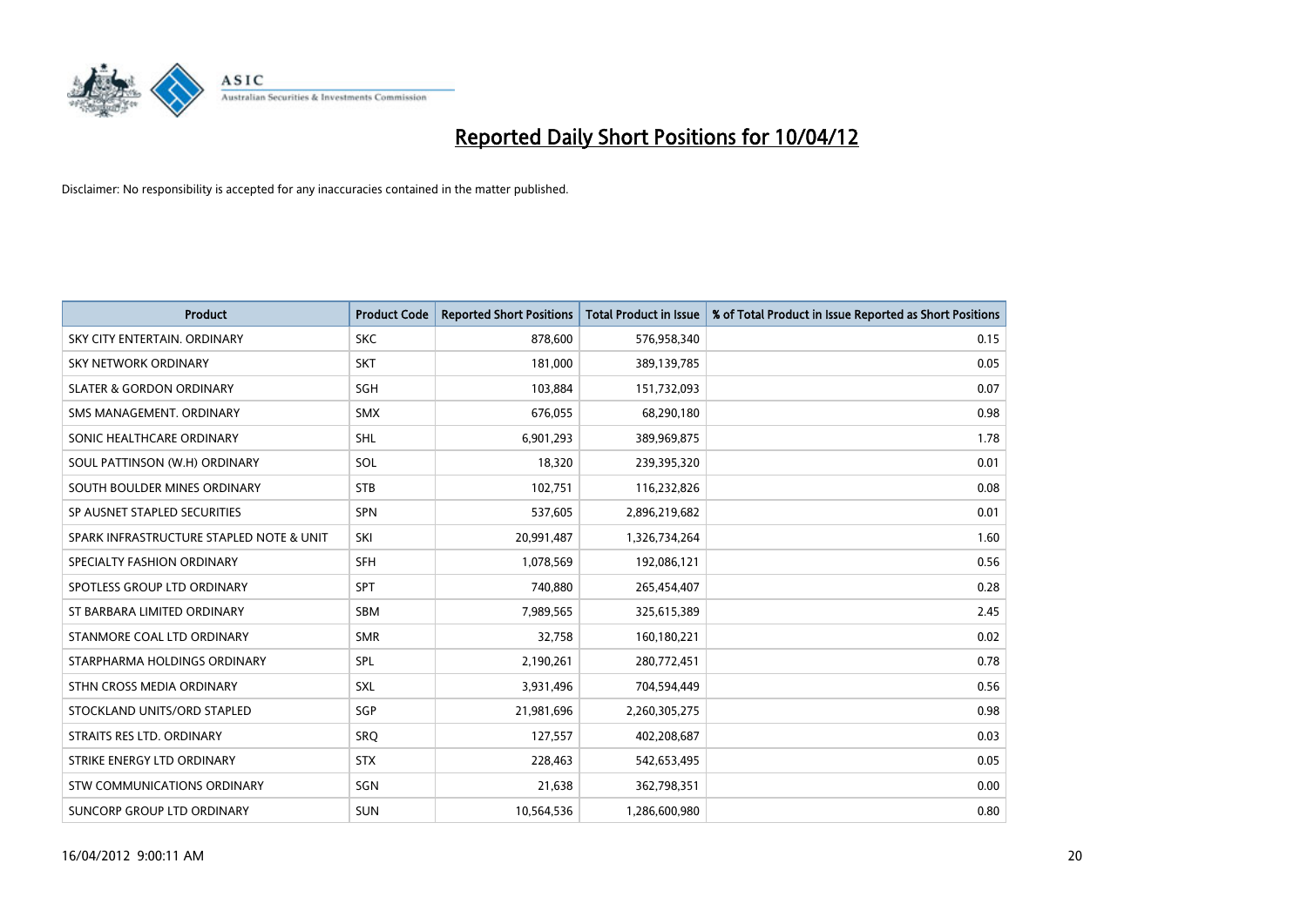# Reported Daily Short Positions for 10/04/12

Disclaimer: No responsibility is accepted for any inaccuracies contained in the matter published.

| Product | Product Code | Reported Short Positions | Total Product in Issue | % of Total Product in Issue Reported as Short Positions |
|---|---|---|---|---|
| SKY CITY ENTERTAIN. ORDINARY | SKC | 878,600 | 576,958,340 | 0.15 |
| SKY NETWORK ORDINARY | SKT | 181,000 | 389,139,785 | 0.05 |
| SLATER & GORDON ORDINARY | SGH | 103,884 | 151,732,093 | 0.07 |
| SMS MANAGEMENT. ORDINARY | SMX | 676,055 | 68,290,180 | 0.98 |
| SONIC HEALTHCARE ORDINARY | SHL | 6,901,293 | 389,969,875 | 1.78 |
| SOUL PATTINSON (W.H) ORDINARY | SOL | 18,320 | 239,395,320 | 0.01 |
| SOUTH BOULDER MINES ORDINARY | STB | 102,751 | 116,232,826 | 0.08 |
| SP AUSNET STAPLED SECURITIES | SPN | 537,605 | 2,896,219,682 | 0.01 |
| SPARK INFRASTRUCTURE STAPLED NOTE & UNIT | SKI | 20,991,487 | 1,326,734,264 | 1.60 |
| SPECIALTY FASHION ORDINARY | SFH | 1,078,569 | 192,086,121 | 0.56 |
| SPOTLESS GROUP LTD ORDINARY | SPT | 740,880 | 265,454,407 | 0.28 |
| ST BARBARA LIMITED ORDINARY | SBM | 7,989,565 | 325,615,389 | 2.45 |
| STANMORE COAL LTD ORDINARY | SMR | 32,758 | 160,180,221 | 0.02 |
| STARPHARMA HOLDINGS ORDINARY | SPL | 2,190,261 | 280,772,451 | 0.78 |
| STHN CROSS MEDIA ORDINARY | SXL | 3,931,496 | 704,594,449 | 0.56 |
| STOCKLAND UNITS/ORD STAPLED | SGP | 21,981,696 | 2,260,305,275 | 0.98 |
| STRAITS RES LTD. ORDINARY | SRQ | 127,557 | 402,208,687 | 0.03 |
| STRIKE ENERGY LTD ORDINARY | STX | 228,463 | 542,653,495 | 0.05 |
| STW COMMUNICATIONS ORDINARY | SGN | 21,638 | 362,798,351 | 0.00 |
| SUNCORP GROUP LTD ORDINARY | SUN | 10,564,536 | 1,286,600,980 | 0.80 |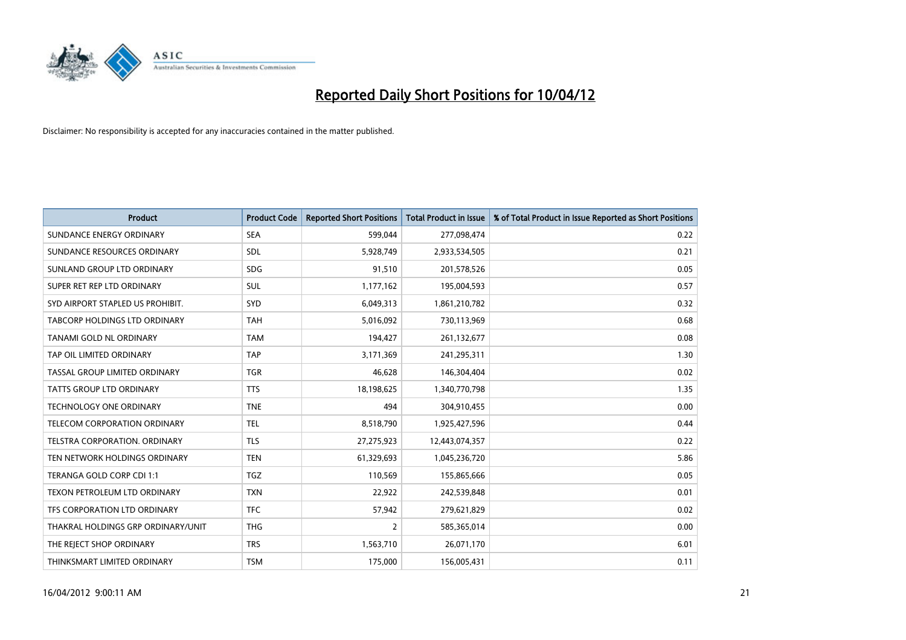# Reported Daily Short Positions for 10/04/12

Disclaimer: No responsibility is accepted for any inaccuracies contained in the matter published.

| Product | Product Code | Reported Short Positions | Total Product in Issue | % of Total Product in Issue Reported as Short Positions |
|---|---|---|---|---|
| SUNDANCE ENERGY ORDINARY | SEA | 599,044 | 277,098,474 | 0.22 |
| SUNDANCE RESOURCES ORDINARY | SDL | 5,928,749 | 2,933,534,505 | 0.21 |
| SUNLAND GROUP LTD ORDINARY | SDG | 91,510 | 201,578,526 | 0.05 |
| SUPER RET REP LTD ORDINARY | SUL | 1,177,162 | 195,004,593 | 0.57 |
| SYD AIRPORT STAPLED US PROHIBIT. | SYD | 6,049,313 | 1,861,210,782 | 0.32 |
| TABCORP HOLDINGS LTD ORDINARY | TAH | 5,016,092 | 730,113,969 | 0.68 |
| TANAMI GOLD NL ORDINARY | TAM | 194,427 | 261,132,677 | 0.08 |
| TAP OIL LIMITED ORDINARY | TAP | 3,171,369 | 241,295,311 | 1.30 |
| TASSAL GROUP LIMITED ORDINARY | TGR | 46,628 | 146,304,404 | 0.02 |
| TATTS GROUP LTD ORDINARY | TTS | 18,198,625 | 1,340,770,798 | 1.35 |
| TECHNOLOGY ONE ORDINARY | TNE | 494 | 304,910,455 | 0.00 |
| TELECOM CORPORATION ORDINARY | TEL | 8,518,790 | 1,925,427,596 | 0.44 |
| TELSTRA CORPORATION. ORDINARY | TLS | 27,275,923 | 12,443,074,357 | 0.22 |
| TEN NETWORK HOLDINGS ORDINARY | TEN | 61,329,693 | 1,045,236,720 | 5.86 |
| TERANGA GOLD CORP CDI 1:1 | TGZ | 110,569 | 155,865,666 | 0.05 |
| TEXON PETROLEUM LTD ORDINARY | TXN | 22,922 | 242,539,848 | 0.01 |
| TFS CORPORATION LTD ORDINARY | TFC | 57,942 | 279,621,829 | 0.02 |
| THAKRAL HOLDINGS GRP ORDINARY/UNIT | THG | 2 | 585,365,014 | 0.00 |
| THE REJECT SHOP ORDINARY | TRS | 1,563,710 | 26,071,170 | 6.01 |
| THINKSMART LIMITED ORDINARY | TSM | 175,000 | 156,005,431 | 0.11 |

16/04/2012 9:00:11 AM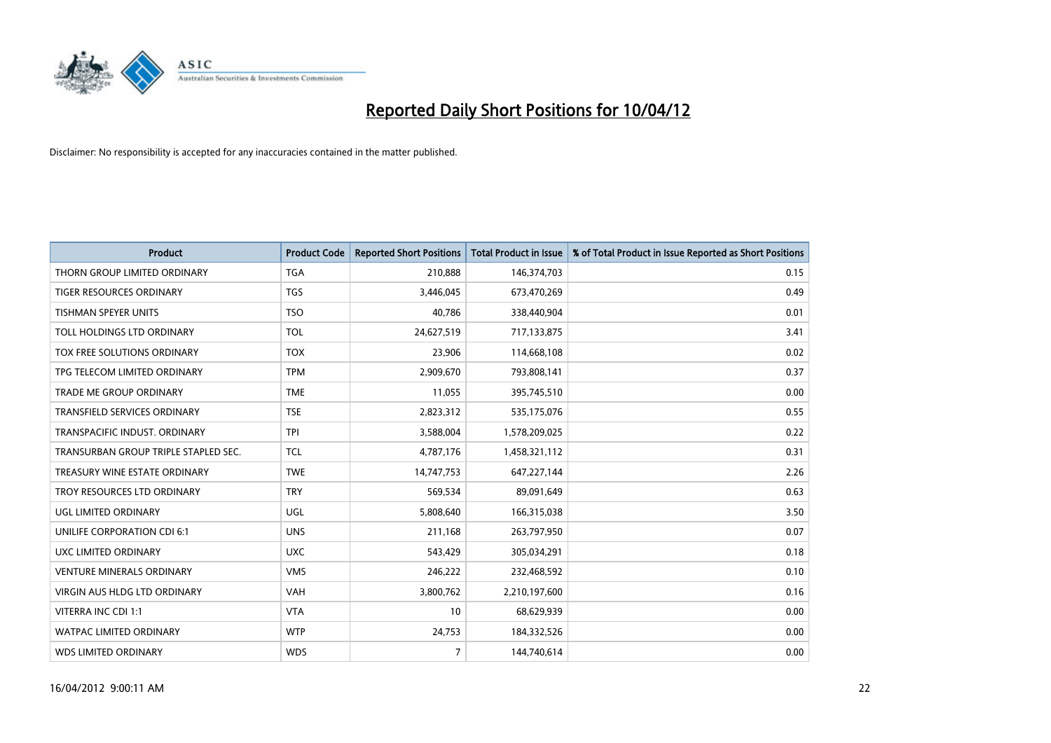# Reported Daily Short Positions for 10/04/12

Disclaimer: No responsibility is accepted for any inaccuracies contained in the matter published.

| Product | Product Code | Reported Short Positions | Total Product in Issue | % of Total Product in Issue Reported as Short Positions |
|---|---|---|---|---|
| THORN GROUP LIMITED ORDINARY | TGA | 210,888 | 146,374,703 | 0.15 |
| TIGER RESOURCES ORDINARY | TGS | 3,446,045 | 673,470,269 | 0.49 |
| TISHMAN SPEYER UNITS | TSO | 40,786 | 338,440,904 | 0.01 |
| TOLL HOLDINGS LTD ORDINARY | TOL | 24,627,519 | 717,133,875 | 3.41 |
| TOX FREE SOLUTIONS ORDINARY | TOX | 23,906 | 114,668,108 | 0.02 |
| TPG TELECOM LIMITED ORDINARY | TPM | 2,909,670 | 793,808,141 | 0.37 |
| TRADE ME GROUP ORDINARY | TME | 11,055 | 395,745,510 | 0.00 |
| TRANSFIELD SERVICES ORDINARY | TSE | 2,823,312 | 535,175,076 | 0.55 |
| TRANSPACIFIC INDUST. ORDINARY | TPI | 3,588,004 | 1,578,209,025 | 0.22 |
| TRANSURBAN GROUP TRIPLE STAPLED SEC. | TCL | 4,787,176 | 1,458,321,112 | 0.31 |
| TREASURY WINE ESTATE ORDINARY | TWE | 14,747,753 | 647,227,144 | 2.26 |
| TROY RESOURCES LTD ORDINARY | TRY | 569,534 | 89,091,649 | 0.63 |
| UGL LIMITED ORDINARY | UGL | 5,808,640 | 166,315,038 | 3.50 |
| UNILIFE CORPORATION CDI 6:1 | UNS | 211,168 | 263,797,950 | 0.07 |
| UXC LIMITED ORDINARY | UXC | 543,429 | 305,034,291 | 0.18 |
| VENTURE MINERALS ORDINARY | VMS | 246,222 | 232,468,592 | 0.10 |
| VIRGIN AUS HLDG LTD ORDINARY | VAH | 3,800,762 | 2,210,197,600 | 0.16 |
| VITERRA INC CDI 1:1 | VTA | 10 | 68,629,939 | 0.00 |
| WATPAC LIMITED ORDINARY | WTP | 24,753 | 184,332,526 | 0.00 |
| WDS LIMITED ORDINARY | WDS | 7 | 144,740,614 | 0.00 |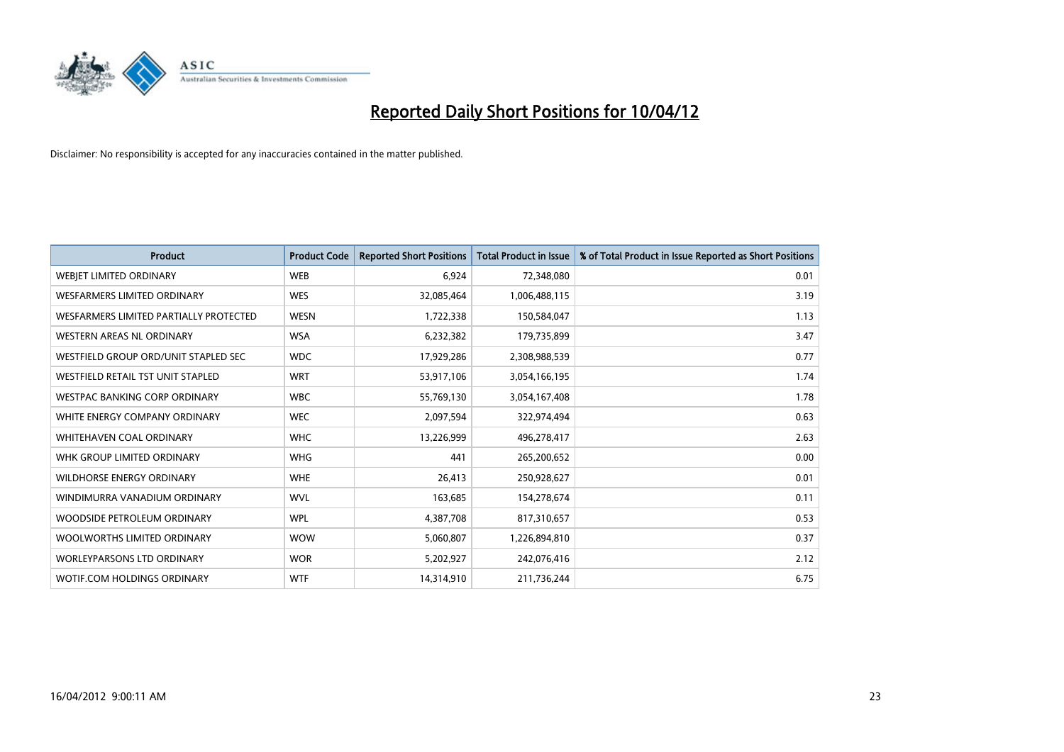# Reported Daily Short Positions for 10/04/12

Disclaimer: No responsibility is accepted for any inaccuracies contained in the matter published.

| Product | Product Code | Reported Short Positions | Total Product in Issue | % of Total Product in Issue Reported as Short Positions |
|---|---|---|---|---|
| WEBJET LIMITED ORDINARY | WEB | 6,924 | 72,348,080 | 0.01 |
| WESFARMERS LIMITED ORDINARY | WES | 32,085,464 | 1,006,488,115 | 3.19 |
| WESFARMERS LIMITED PARTIALLY PROTECTED | WESN | 1,722,338 | 150,584,047 | 1.13 |
| WESTERN AREAS NL ORDINARY | WSA | 6,232,382 | 179,735,899 | 3.47 |
| WESTFIELD GROUP ORD/UNIT STAPLED SEC | WDC | 17,929,286 | 2,308,988,539 | 0.77 |
| WESTFIELD RETAIL TST UNIT STAPLED | WRT | 53,917,106 | 3,054,166,195 | 1.74 |
| WESTPAC BANKING CORP ORDINARY | WBC | 55,769,130 | 3,054,167,408 | 1.78 |
| WHITE ENERGY COMPANY ORDINARY | WEC | 2,097,594 | 322,974,494 | 0.63 |
| WHITEHAVEN COAL ORDINARY | WHC | 13,226,999 | 496,278,417 | 2.63 |
| WHK GROUP LIMITED ORDINARY | WHG | 441 | 265,200,652 | 0.00 |
| WILDHORSE ENERGY ORDINARY | WHE | 26,413 | 250,928,627 | 0.01 |
| WINDIMURRA VANADIUM ORDINARY | WVL | 163,685 | 154,278,674 | 0.11 |
| WOODSIDE PETROLEUM ORDINARY | WPL | 4,387,708 | 817,310,657 | 0.53 |
| WOOLWORTHS LIMITED ORDINARY | WOW | 5,060,807 | 1,226,894,810 | 0.37 |
| WORLEYPARSONS LTD ORDINARY | WOR | 5,202,927 | 242,076,416 | 2.12 |
| WOTIF.COM HOLDINGS ORDINARY | WTF | 14,314,910 | 211,736,244 | 6.75 |